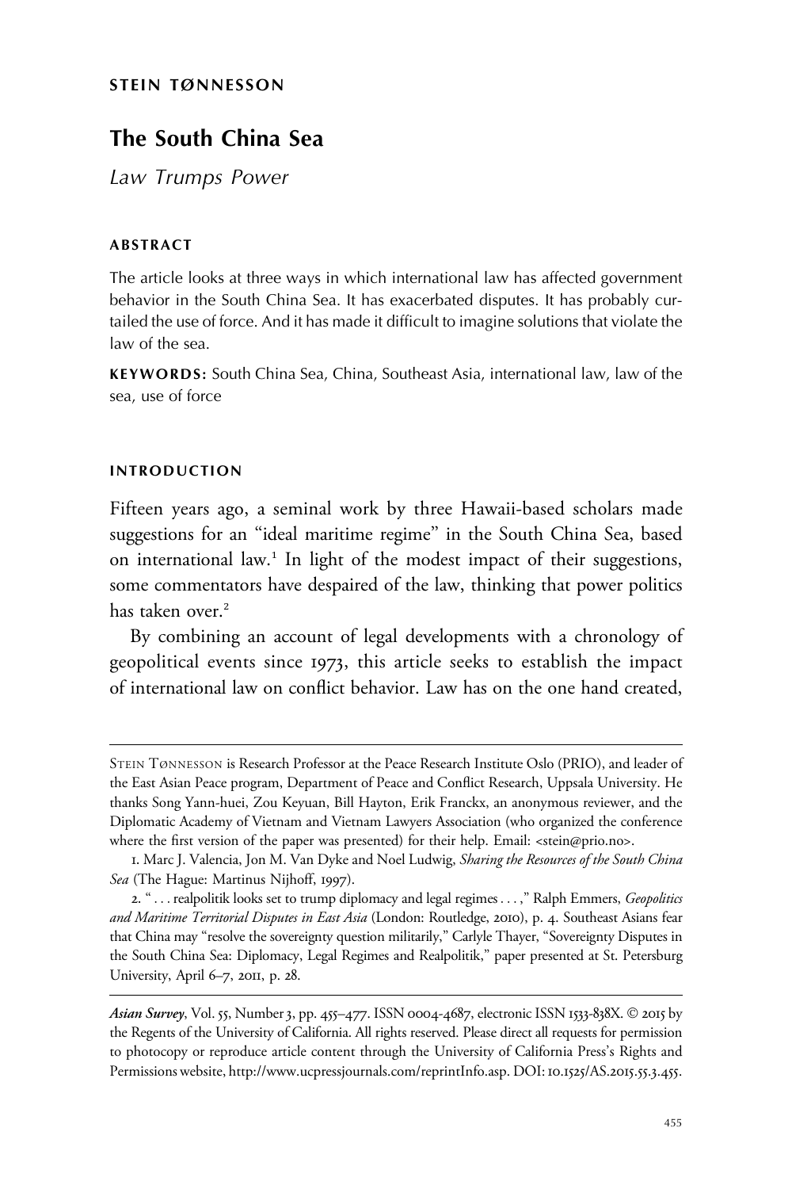**STEIN TØNNESSON**

# The South China Sea

*Law Trumps Power*

## ABSTRACT

The article looks at three ways in which international law has affected government behavior in the South China Sea. It has exacerbated disputes. It has probably curtailed the use of force. And it has made it difficult to imagine solutions that violate the law of the sea.

**KEYWORDS:** South China Sea, China, Southeast Asia, international law, law of the sea, use of force

## INTRODUCTION

Fifteen years ago, a seminal work by three Hawaii-based scholars made suggestions for an "ideal maritime regime" in the South China Sea, based on international law.[1] In light of the modest impact of their suggestions, some commentators have despaired of the law, thinking that power politics has taken over.[2]

By combining an account of legal developments with a chronology of geopolitical events since 1973, this article seeks to establish the impact of international law on conflict behavior. Law has on the one hand created,

---

STEIN TØNNESSON is Research Professor at the Peace Research Institute Oslo (PRIO), and leader of the East Asian Peace program, Department of Peace and Conflict Research, Uppsala University. He thanks Song Yann-huei, Zou Keyuan, Bill Hayton, Erik Franckx, an anonymous reviewer, and the Diplomatic Academy of Vietnam and Vietnam Lawyers Association (who organized the conference where the first version of the paper was presented) for their help. Email: <stein@prio.no>.

1. Marc J. Valencia, Jon M. Van Dyke and Noel Ludwig, *Sharing the Resources of the South China Sea* (The Hague: Martinus Nijhoff, 1997).

2. " . . . realpolitik looks set to trump diplomacy and legal regimes . . . ," Ralph Emmers, *Geopolitics and Maritime Territorial Disputes in East Asia* (London: Routledge, 2010), p. 4. Southeast Asians fear that China may "resolve the sovereignty question militarily," Carlyle Thayer, "Sovereignty Disputes in the South China Sea: Diplomacy, Legal Regimes and Realpolitik," paper presented at St. Petersburg University, April 6–7, 2011, p. 28.

---

*Asian Survey*, Vol. 55, Number 3, pp. 455–477. ISSN 0004-4687, electronic ISSN 1533-838X. © 2015 by the Regents of the University of California. All rights reserved. Please direct all requests for permission to photocopy or reproduce article content through the University of California Press's Rights and Permissions website, http://www.ucpressjournals.com/reprintInfo.asp. DOI: 10.1525/AS.2015.55.3.455.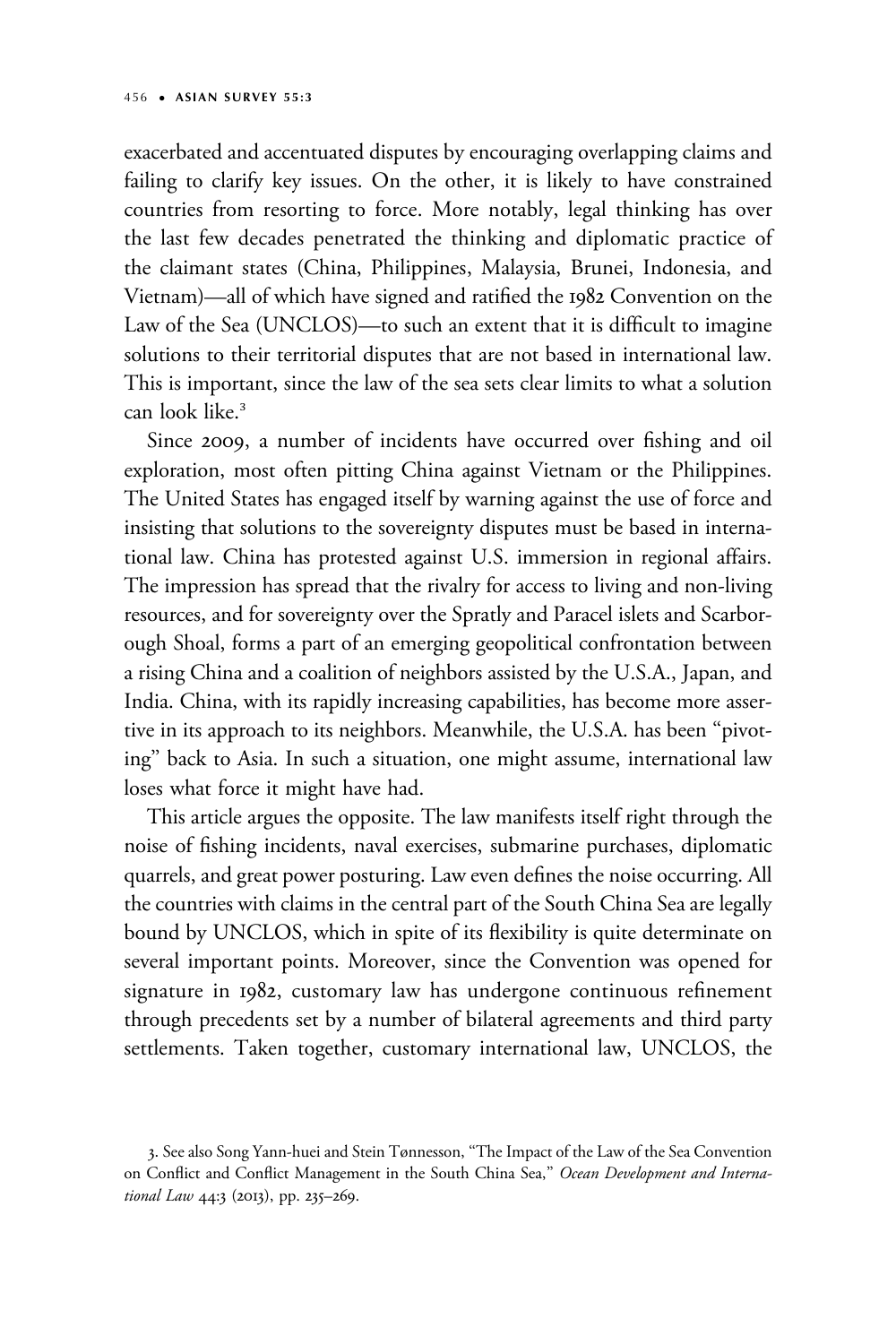exacerbated and accentuated disputes by encouraging overlapping claims and failing to clarify key issues. On the other, it is likely to have constrained countries from resorting to force. More notably, legal thinking has over the last few decades penetrated the thinking and diplomatic practice of the claimant states (China, Philippines, Malaysia, Brunei, Indonesia, and Vietnam)—all of which have signed and ratified the 1982 Convention on the Law of the Sea (UNCLOS)—to such an extent that it is difficult to imagine solutions to their territorial disputes that are not based in international law. This is important, since the law of the sea sets clear limits to what a solution can look like.[3]

Since 2009, a number of incidents have occurred over fishing and oil exploration, most often pitting China against Vietnam or the Philippines. The United States has engaged itself by warning against the use of force and insisting that solutions to the sovereignty disputes must be based in international law. China has protested against U.S. immersion in regional affairs. The impression has spread that the rivalry for access to living and non-living resources, and for sovereignty over the Spratly and Paracel islets and Scarborough Shoal, forms a part of an emerging geopolitical confrontation between a rising China and a coalition of neighbors assisted by the U.S.A., Japan, and India. China, with its rapidly increasing capabilities, has become more assertive in its approach to its neighbors. Meanwhile, the U.S.A. has been "pivoting" back to Asia. In such a situation, one might assume, international law loses what force it might have had.

This article argues the opposite. The law manifests itself right through the noise of fishing incidents, naval exercises, submarine purchases, diplomatic quarrels, and great power posturing. Law even defines the noise occurring. All the countries with claims in the central part of the South China Sea are legally bound by UNCLOS, which in spite of its flexibility is quite determinate on several important points. Moreover, since the Convention was opened for signature in 1982, customary law has undergone continuous refinement through precedents set by a number of bilateral agreements and third party settlements. Taken together, customary international law, UNCLOS, the

3. See also Song Yann-huei and Stein Tønnesson, "The Impact of the Law of the Sea Convention on Conflict and Conflict Management in the South China Sea," *Ocean Development and International Law* 44:3 (2013), pp. 235–269.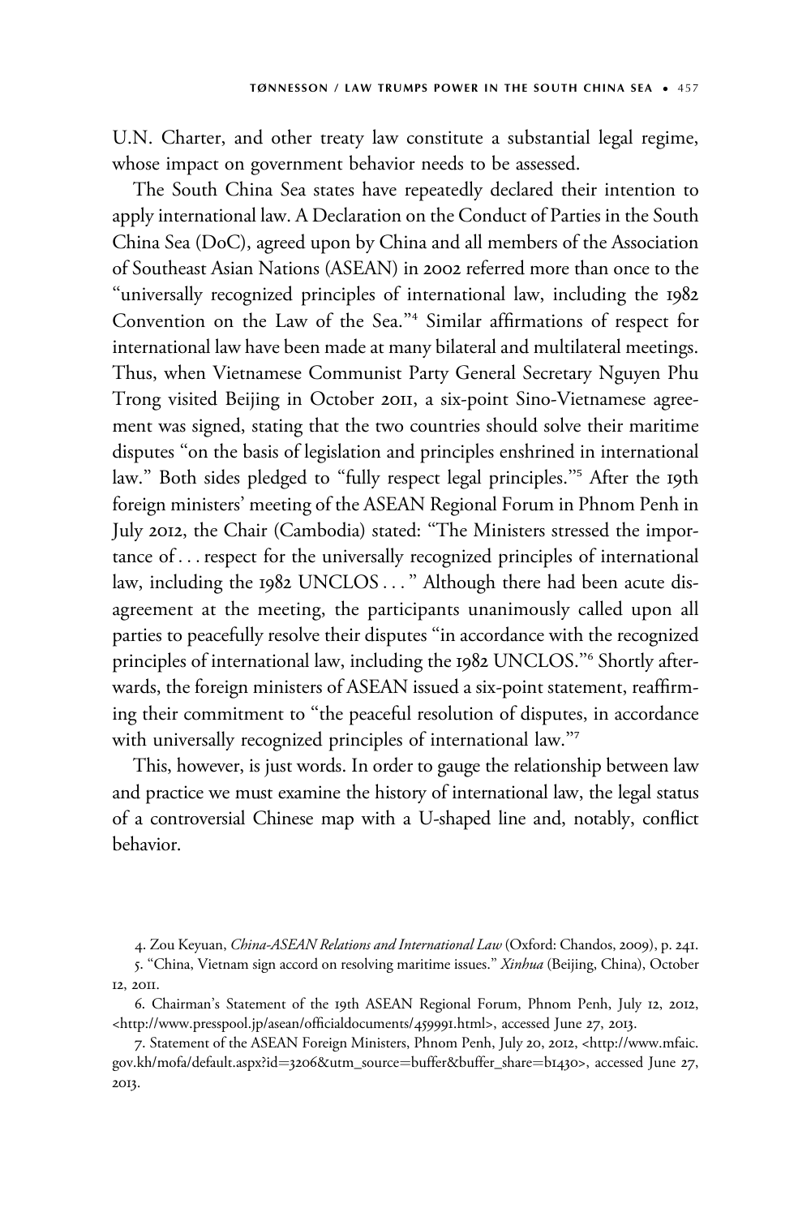U.N. Charter, and other treaty law constitute a substantial legal regime, whose impact on government behavior needs to be assessed.

The South China Sea states have repeatedly declared their intention to apply international law. A Declaration on the Conduct of Parties in the South China Sea (DoC), agreed upon by China and all members of the Association of Southeast Asian Nations (ASEAN) in 2002 referred more than once to the "universally recognized principles of international law, including the 1982 Convention on the Law of the Sea."[4] Similar affirmations of respect for international law have been made at many bilateral and multilateral meetings. Thus, when Vietnamese Communist Party General Secretary Nguyen Phu Trong visited Beijing in October 2011, a six-point Sino-Vietnamese agreement was signed, stating that the two countries should solve their maritime disputes "on the basis of legislation and principles enshrined in international law." Both sides pledged to "fully respect legal principles."[5] After the 19th foreign ministers' meeting of the ASEAN Regional Forum in Phnom Penh in July 2012, the Chair (Cambodia) stated: "The Ministers stressed the importance of . . . respect for the universally recognized principles of international law, including the 1982 UNCLOS . . . " Although there had been acute disagreement at the meeting, the participants unanimously called upon all parties to peacefully resolve their disputes "in accordance with the recognized principles of international law, including the 1982 UNCLOS."[6] Shortly afterwards, the foreign ministers of ASEAN issued a six-point statement, reaffirming their commitment to "the peaceful resolution of disputes, in accordance with universally recognized principles of international law."[7]

This, however, is just words. In order to gauge the relationship between law and practice we must examine the history of international law, the legal status of a controversial Chinese map with a U-shaped line and, notably, conflict behavior.

4. Zou Keyuan, *China-ASEAN Relations and International Law* (Oxford: Chandos, 2009), p. 241.

5. "China, Vietnam sign accord on resolving maritime issues." *Xinhua* (Beijing, China), October 12, 2011.

6. Chairman's Statement of the 19th ASEAN Regional Forum, Phnom Penh, July 12, 2012, <http://www.presspool.jp/asean/officialdocuments/459991.html>, accessed June 27, 2013.

7. Statement of the ASEAN Foreign Ministers, Phnom Penh, July 20, 2012, <http://www.mfaic.gov.kh/mofa/default.aspx?id=3206&utm_source=buffer&buffer_share=b1430>, accessed June 27, 2013.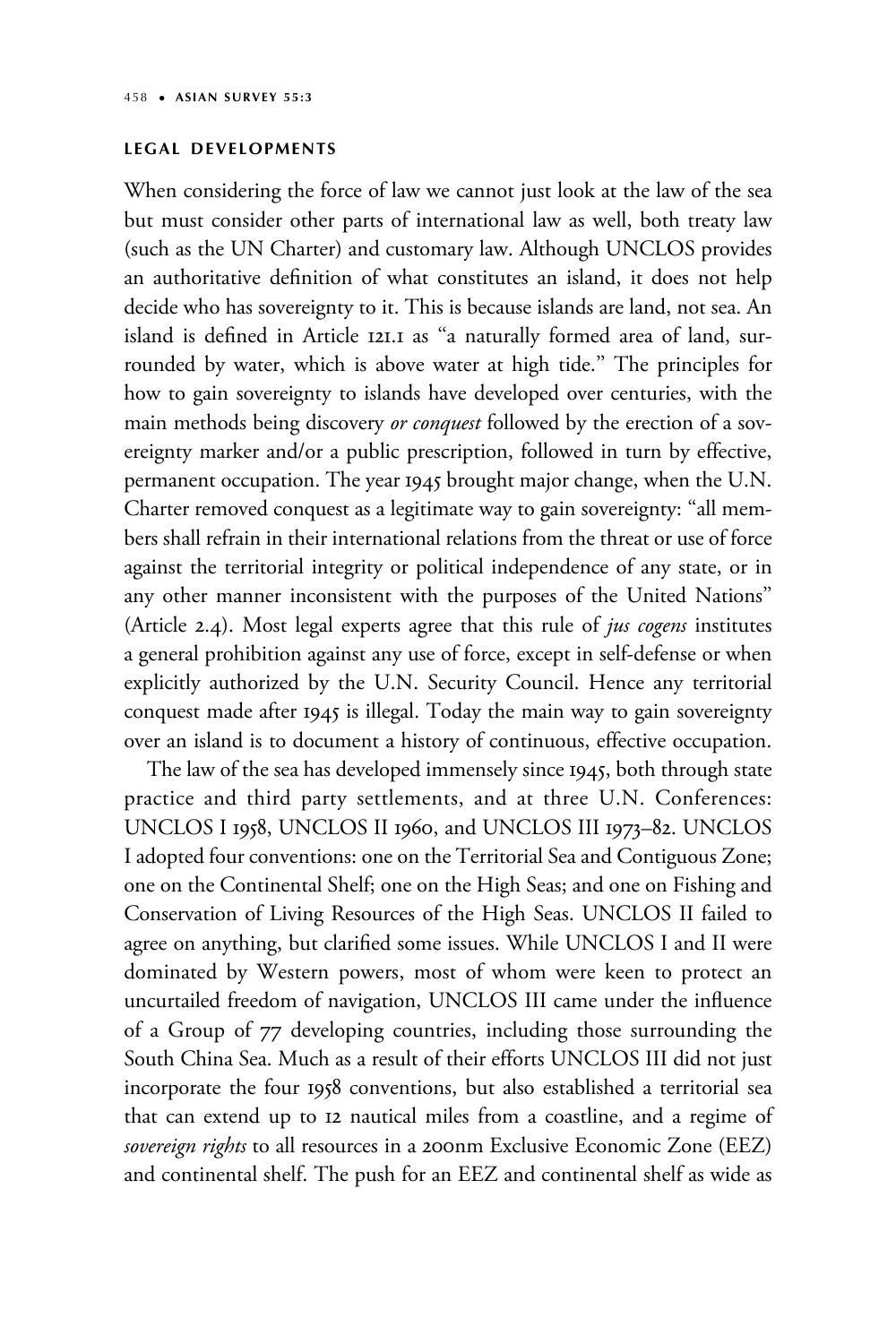## LEGAL DEVELOPMENTS

When considering the force of law we cannot just look at the law of the sea but must consider other parts of international law as well, both treaty law (such as the UN Charter) and customary law. Although UNCLOS provides an authoritative definition of what constitutes an island, it does not help decide who has sovereignty to it. This is because islands are land, not sea. An island is defined in Article 121.1 as "a naturally formed area of land, surrounded by water, which is above water at high tide." The principles for how to gain sovereignty to islands have developed over centuries, with the main methods being discovery *or conquest* followed by the erection of a sovereignty marker and/or a public prescription, followed in turn by effective, permanent occupation. The year 1945 brought major change, when the U.N. Charter removed conquest as a legitimate way to gain sovereignty: "all members shall refrain in their international relations from the threat or use of force against the territorial integrity or political independence of any state, or in any other manner inconsistent with the purposes of the United Nations" (Article 2.4). Most legal experts agree that this rule of *jus cogens* institutes a general prohibition against any use of force, except in self-defense or when explicitly authorized by the U.N. Security Council. Hence any territorial conquest made after 1945 is illegal. Today the main way to gain sovereignty over an island is to document a history of continuous, effective occupation.

The law of the sea has developed immensely since 1945, both through state practice and third party settlements, and at three U.N. Conferences: UNCLOS I 1958, UNCLOS II 1960, and UNCLOS III 1973–82. UNCLOS I adopted four conventions: one on the Territorial Sea and Contiguous Zone; one on the Continental Shelf; one on the High Seas; and one on Fishing and Conservation of Living Resources of the High Seas. UNCLOS II failed to agree on anything, but clarified some issues. While UNCLOS I and II were dominated by Western powers, most of whom were keen to protect an uncurtailed freedom of navigation, UNCLOS III came under the influence of a Group of 77 developing countries, including those surrounding the South China Sea. Much as a result of their efforts UNCLOS III did not just incorporate the four 1958 conventions, but also established a territorial sea that can extend up to 12 nautical miles from a coastline, and a regime of *sovereign rights* to all resources in a 200nm Exclusive Economic Zone (EEZ) and continental shelf. The push for an EEZ and continental shelf as wide as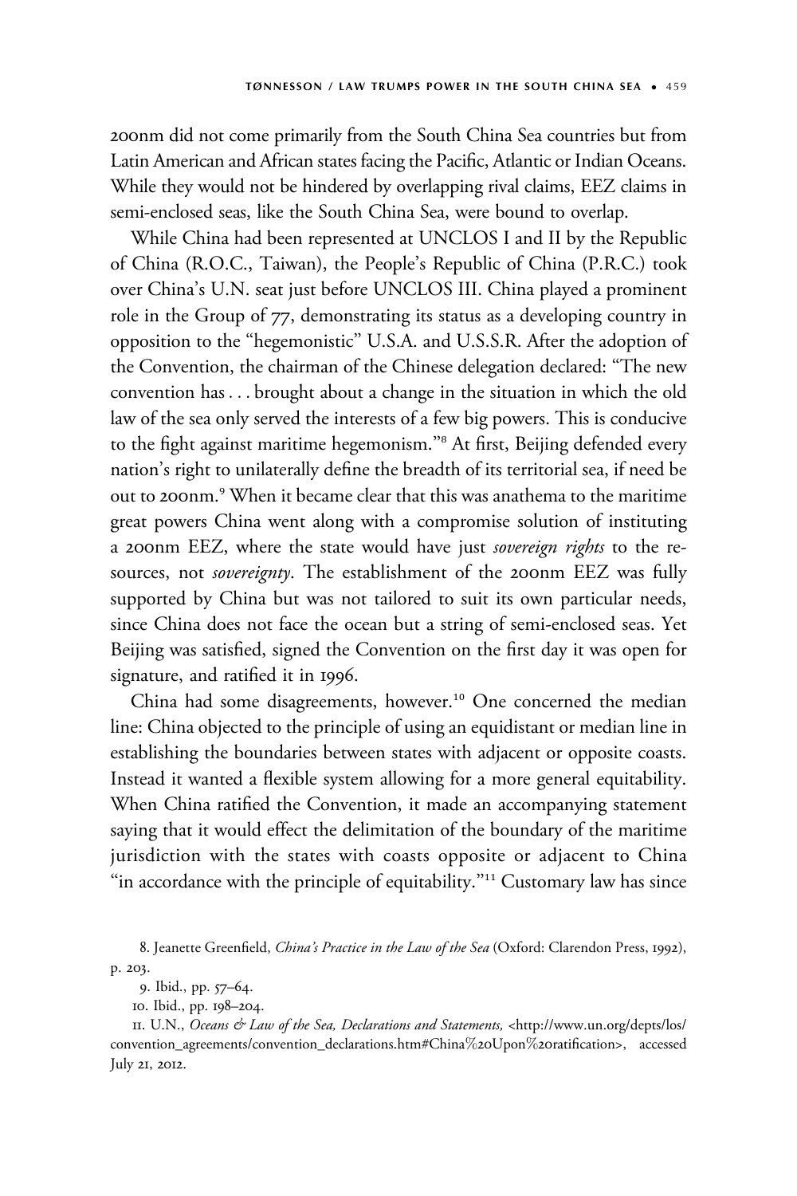200nm did not come primarily from the South China Sea countries but from Latin American and African states facing the Pacific, Atlantic or Indian Oceans. While they would not be hindered by overlapping rival claims, EEZ claims in semi-enclosed seas, like the South China Sea, were bound to overlap.

While China had been represented at UNCLOS I and II by the Republic of China (R.O.C., Taiwan), the People's Republic of China (P.R.C.) took over China's U.N. seat just before UNCLOS III. China played a prominent role in the Group of 77, demonstrating its status as a developing country in opposition to the "hegemonistic" U.S.A. and U.S.S.R. After the adoption of the Convention, the chairman of the Chinese delegation declared: "The new convention has . . . brought about a change in the situation in which the old law of the sea only served the interests of a few big powers. This is conducive to the fight against maritime hegemonism."[8] At first, Beijing defended every nation's right to unilaterally define the breadth of its territorial sea, if need be out to 200nm.[9] When it became clear that this was anathema to the maritime great powers China went along with a compromise solution of instituting a 200nm EEZ, where the state would have just *sovereign rights* to the resources, not *sovereignty*. The establishment of the 200nm EEZ was fully supported by China but was not tailored to suit its own particular needs, since China does not face the ocean but a string of semi-enclosed seas. Yet Beijing was satisfied, signed the Convention on the first day it was open for signature, and ratified it in 1996.

China had some disagreements, however.[10] One concerned the median line: China objected to the principle of using an equidistant or median line in establishing the boundaries between states with adjacent or opposite coasts. Instead it wanted a flexible system allowing for a more general equitability. When China ratified the Convention, it made an accompanying statement saying that it would effect the delimitation of the boundary of the maritime jurisdiction with the states with coasts opposite or adjacent to China "in accordance with the principle of equitability."[11] Customary law has since

8. Jeanette Greenfield, *China's Practice in the Law of the Sea* (Oxford: Clarendon Press, 1992), p. 203.

9. Ibid., pp. 57–64.

10. Ibid., pp. 198–204.

11. U.N., *Oceans & Law of the Sea, Declarations and Statements,* <http://www.un.org/depts/los/convention_agreements/convention_declarations.htm#China%20Upon%20ratification>, accessed July 21, 2012.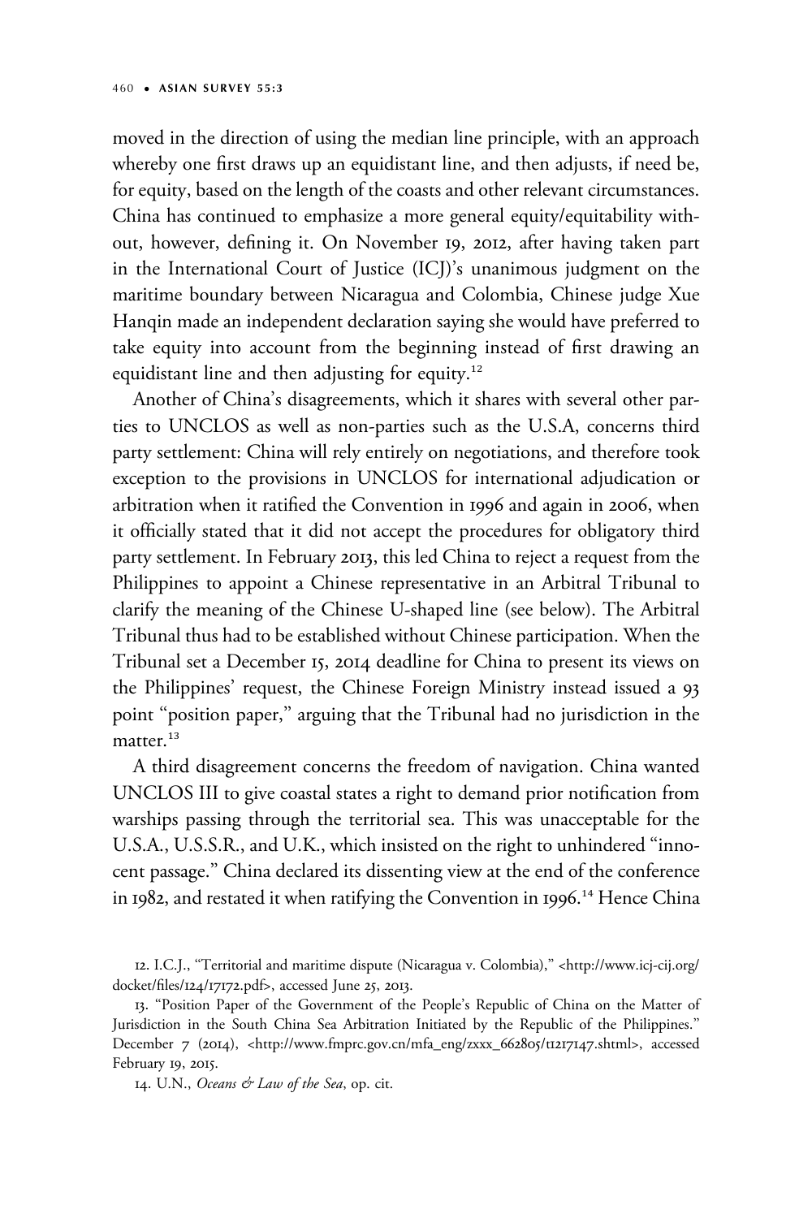moved in the direction of using the median line principle, with an approach whereby one first draws up an equidistant line, and then adjusts, if need be, for equity, based on the length of the coasts and other relevant circumstances. China has continued to emphasize a more general equity/equitability without, however, defining it. On November 19, 2012, after having taken part in the International Court of Justice (ICJ)'s unanimous judgment on the maritime boundary between Nicaragua and Colombia, Chinese judge Xue Hanqin made an independent declaration saying she would have preferred to take equity into account from the beginning instead of first drawing an equidistant line and then adjusting for equity.[12]

Another of China's disagreements, which it shares with several other parties to UNCLOS as well as non-parties such as the U.S.A, concerns third party settlement: China will rely entirely on negotiations, and therefore took exception to the provisions in UNCLOS for international adjudication or arbitration when it ratified the Convention in 1996 and again in 2006, when it officially stated that it did not accept the procedures for obligatory third party settlement. In February 2013, this led China to reject a request from the Philippines to appoint a Chinese representative in an Arbitral Tribunal to clarify the meaning of the Chinese U-shaped line (see below). The Arbitral Tribunal thus had to be established without Chinese participation. When the Tribunal set a December 15, 2014 deadline for China to present its views on the Philippines' request, the Chinese Foreign Ministry instead issued a 93 point "position paper," arguing that the Tribunal had no jurisdiction in the matter.[13]

A third disagreement concerns the freedom of navigation. China wanted UNCLOS III to give coastal states a right to demand prior notification from warships passing through the territorial sea. This was unacceptable for the U.S.A., U.S.S.R., and U.K., which insisted on the right to unhindered "innocent passage." China declared its dissenting view at the end of the conference in 1982, and restated it when ratifying the Convention in 1996.[14] Hence China

12. I.C.J., "Territorial and maritime dispute (Nicaragua v. Colombia)," <http://www.icj-cij.org/docket/files/124/17172.pdf>, accessed June 25, 2013.

13. "Position Paper of the Government of the People's Republic of China on the Matter of Jurisdiction in the South China Sea Arbitration Initiated by the Republic of the Philippines." December 7 (2014), <http://www.fmprc.gov.cn/mfa_eng/zxxx_662805/t1217147.shtml>, accessed February 19, 2015.

14. U.N., *Oceans & Law of the Sea*, op. cit.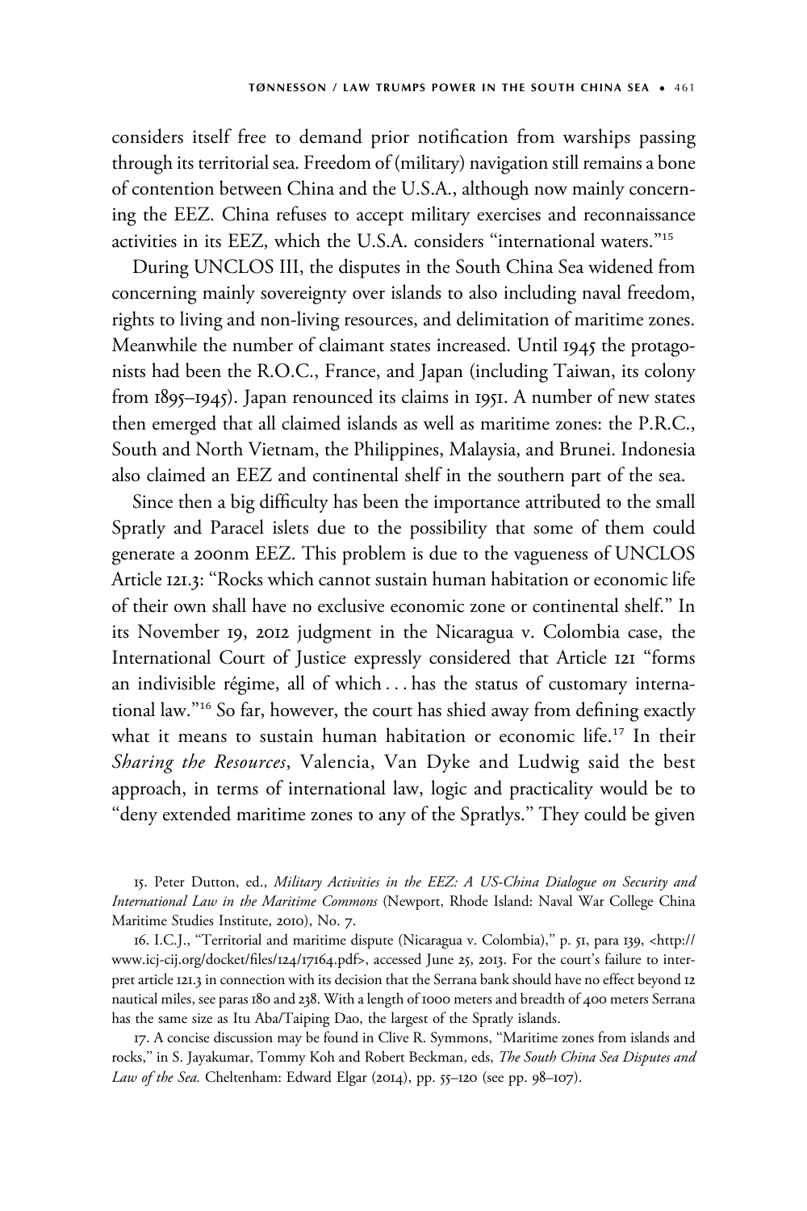considers itself free to demand prior notification from warships passing through its territorial sea. Freedom of (military) navigation still remains a bone of contention between China and the U.S.A., although now mainly concerning the EEZ. China refuses to accept military exercises and reconnaissance activities in its EEZ, which the U.S.A. considers "international waters."[15]

During UNCLOS III, the disputes in the South China Sea widened from concerning mainly sovereignty over islands to also including naval freedom, rights to living and non-living resources, and delimitation of maritime zones. Meanwhile the number of claimant states increased. Until 1945 the protagonists had been the R.O.C., France, and Japan (including Taiwan, its colony from 1895–1945). Japan renounced its claims in 1951. A number of new states then emerged that all claimed islands as well as maritime zones: the P.R.C., South and North Vietnam, the Philippines, Malaysia, and Brunei. Indonesia also claimed an EEZ and continental shelf in the southern part of the sea.

Since then a big difficulty has been the importance attributed to the small Spratly and Paracel islets due to the possibility that some of them could generate a 200nm EEZ. This problem is due to the vagueness of UNCLOS Article 121.3: "Rocks which cannot sustain human habitation or economic life of their own shall have no exclusive economic zone or continental shelf." In its November 19, 2012 judgment in the Nicaragua v. Colombia case, the International Court of Justice expressly considered that Article 121 "forms an indivisible régime, all of which . . . has the status of customary international law."[16] So far, however, the court has shied away from defining exactly what it means to sustain human habitation or economic life.[17] In their *Sharing the Resources*, Valencia, Van Dyke and Ludwig said the best approach, in terms of international law, logic and practicality would be to "deny extended maritime zones to any of the Spratlys." They could be given

15. Peter Dutton, ed., *Military Activities in the EEZ: A US-China Dialogue on Security and International Law in the Maritime Commons* (Newport, Rhode Island: Naval War College China Maritime Studies Institute, 2010), No. 7.

16. I.C.J., "Territorial and maritime dispute (Nicaragua v. Colombia)," p. 51, para 139, <http://www.icj-cij.org/docket/files/124/17164.pdf>, accessed June 25, 2013. For the court's failure to interpret article 121.3 in connection with its decision that the Serrana bank should have no effect beyond 12 nautical miles, see paras 180 and 238. With a length of 1000 meters and breadth of 400 meters Serrana has the same size as Itu Aba/Taiping Dao, the largest of the Spratly islands.

17. A concise discussion may be found in Clive R. Symmons, "Maritime zones from islands and rocks," in S. Jayakumar, Tommy Koh and Robert Beckman, eds, *The South China Sea Disputes and Law of the Sea.* Cheltenham: Edward Elgar (2014), pp. 55–120 (see pp. 98–107).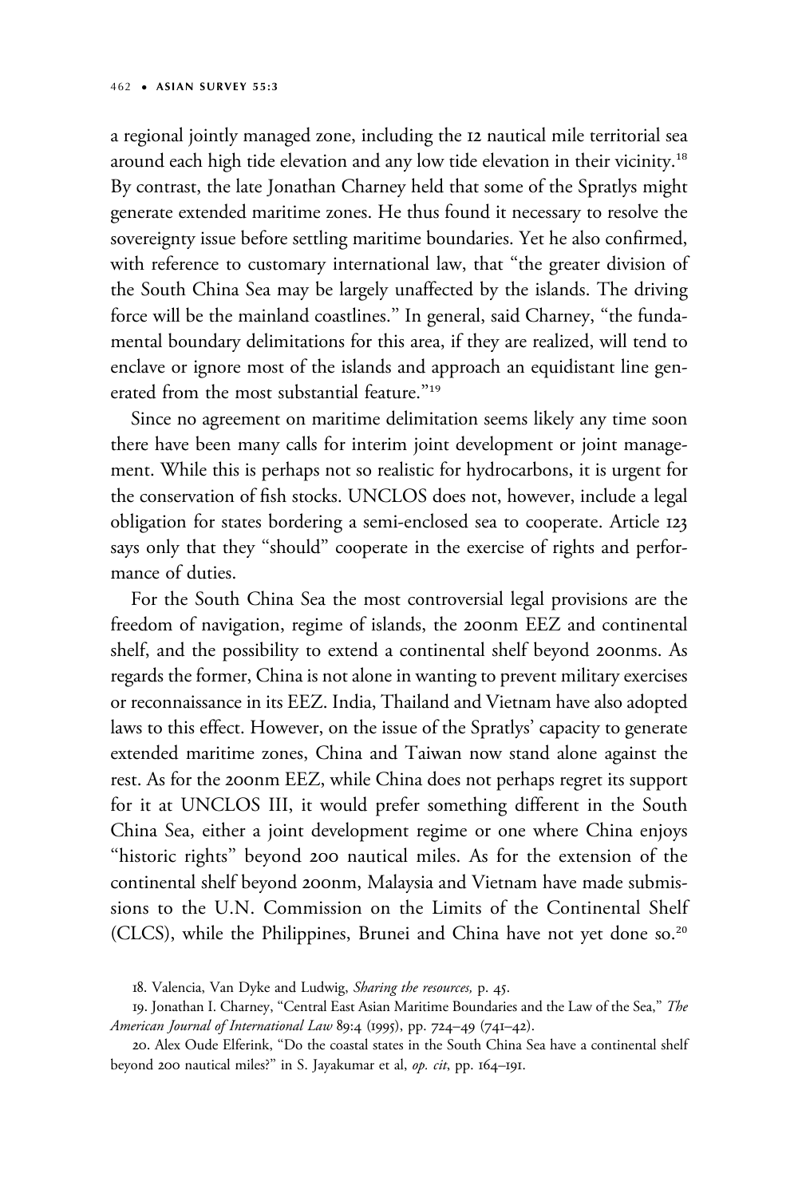a regional jointly managed zone, including the 12 nautical mile territorial sea around each high tide elevation and any low tide elevation in their vicinity.[18] By contrast, the late Jonathan Charney held that some of the Spratlys might generate extended maritime zones. He thus found it necessary to resolve the sovereignty issue before settling maritime boundaries. Yet he also confirmed, with reference to customary international law, that "the greater division of the South China Sea may be largely unaffected by the islands. The driving force will be the mainland coastlines." In general, said Charney, "the fundamental boundary delimitations for this area, if they are realized, will tend to enclave or ignore most of the islands and approach an equidistant line generated from the most substantial feature."[19]

Since no agreement on maritime delimitation seems likely any time soon there have been many calls for interim joint development or joint management. While this is perhaps not so realistic for hydrocarbons, it is urgent for the conservation of fish stocks. UNCLOS does not, however, include a legal obligation for states bordering a semi-enclosed sea to cooperate. Article 123 says only that they "should" cooperate in the exercise of rights and performance of duties.

For the South China Sea the most controversial legal provisions are the freedom of navigation, regime of islands, the 200nm EEZ and continental shelf, and the possibility to extend a continental shelf beyond 200nms. As regards the former, China is not alone in wanting to prevent military exercises or reconnaissance in its EEZ. India, Thailand and Vietnam have also adopted laws to this effect. However, on the issue of the Spratlys' capacity to generate extended maritime zones, China and Taiwan now stand alone against the rest. As for the 200nm EEZ, while China does not perhaps regret its support for it at UNCLOS III, it would prefer something different in the South China Sea, either a joint development regime or one where China enjoys "historic rights" beyond 200 nautical miles. As for the extension of the continental shelf beyond 200nm, Malaysia and Vietnam have made submissions to the U.N. Commission on the Limits of the Continental Shelf (CLCS), while the Philippines, Brunei and China have not yet done so.[20]

18. Valencia, Van Dyke and Ludwig, *Sharing the resources,* p. 45.

19. Jonathan I. Charney, "Central East Asian Maritime Boundaries and the Law of the Sea," *The American Journal of International Law* 89:4 (1995), pp. 724–49 (741–42).

20. Alex Oude Elferink, "Do the coastal states in the South China Sea have a continental shelf beyond 200 nautical miles?" in S. Jayakumar et al, *op. cit*, pp. 164–191.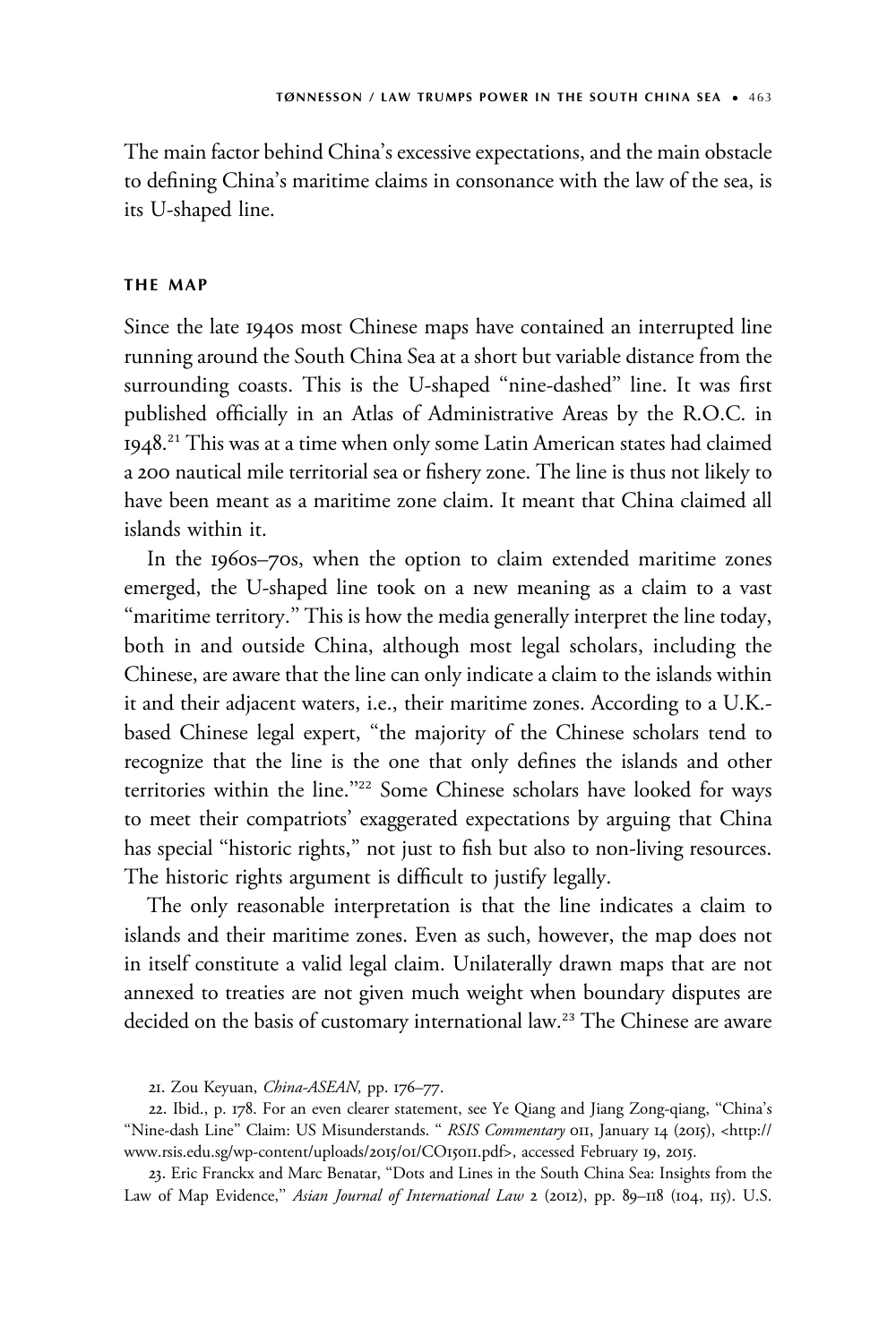The main factor behind China's excessive expectations, and the main obstacle to defining China's maritime claims in consonance with the law of the sea, is its U-shaped line.

## THE MAP

Since the late 1940s most Chinese maps have contained an interrupted line running around the South China Sea at a short but variable distance from the surrounding coasts. This is the U-shaped "nine-dashed" line. It was first published officially in an Atlas of Administrative Areas by the R.O.C. in 1948.[21] This was at a time when only some Latin American states had claimed a 200 nautical mile territorial sea or fishery zone. The line is thus not likely to have been meant as a maritime zone claim. It meant that China claimed all islands within it.

In the 1960s–70s, when the option to claim extended maritime zones emerged, the U-shaped line took on a new meaning as a claim to a vast "maritime territory." This is how the media generally interpret the line today, both in and outside China, although most legal scholars, including the Chinese, are aware that the line can only indicate a claim to the islands within it and their adjacent waters, i.e., their maritime zones. According to a U.K.-based Chinese legal expert, "the majority of the Chinese scholars tend to recognize that the line is the one that only defines the islands and other territories within the line."[22] Some Chinese scholars have looked for ways to meet their compatriots' exaggerated expectations by arguing that China has special "historic rights," not just to fish but also to non-living resources. The historic rights argument is difficult to justify legally.

The only reasonable interpretation is that the line indicates a claim to islands and their maritime zones. Even as such, however, the map does not in itself constitute a valid legal claim. Unilaterally drawn maps that are not annexed to treaties are not given much weight when boundary disputes are decided on the basis of customary international law.[23] The Chinese are aware

21. Zou Keyuan, *China-ASEAN,* pp. 176–77.

22. Ibid., p. 178. For an even clearer statement, see Ye Qiang and Jiang Zong-qiang, "China's "Nine-dash Line" Claim: US Misunderstands. " *RSIS Commentary* 011, January 14 (2015), <http://www.rsis.edu.sg/wp-content/uploads/2015/01/CO15011.pdf>, accessed February 19, 2015.

23. Eric Franckx and Marc Benatar, "Dots and Lines in the South China Sea: Insights from the Law of Map Evidence," *Asian Journal of International Law* 2 (2012), pp. 89–118 (104, 115). U.S.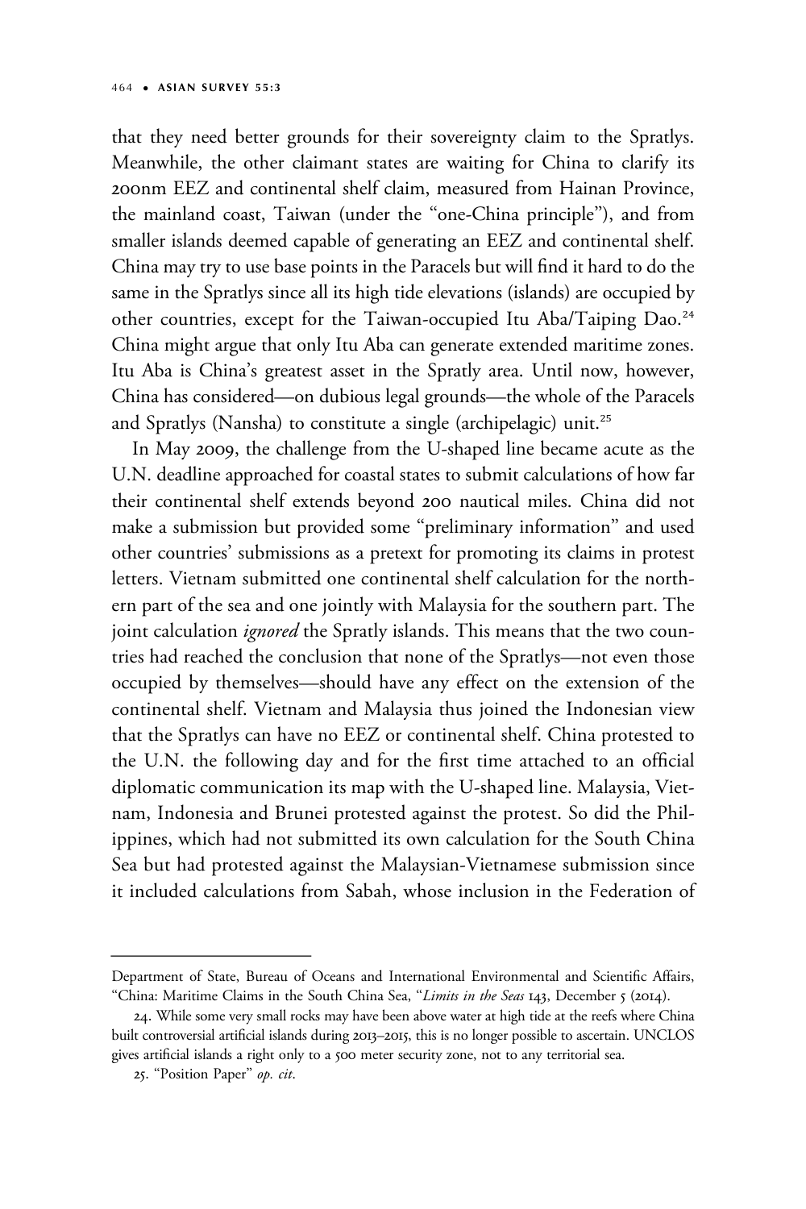that they need better grounds for their sovereignty claim to the Spratlys. Meanwhile, the other claimant states are waiting for China to clarify its 200nm EEZ and continental shelf claim, measured from Hainan Province, the mainland coast, Taiwan (under the "one-China principle"), and from smaller islands deemed capable of generating an EEZ and continental shelf. China may try to use base points in the Paracels but will find it hard to do the same in the Spratlys since all its high tide elevations (islands) are occupied by other countries, except for the Taiwan-occupied Itu Aba/Taiping Dao.[24] China might argue that only Itu Aba can generate extended maritime zones. Itu Aba is China's greatest asset in the Spratly area. Until now, however, China has considered—on dubious legal grounds—the whole of the Paracels and Spratlys (Nansha) to constitute a single (archipelagic) unit.[25]

In May 2009, the challenge from the U-shaped line became acute as the U.N. deadline approached for coastal states to submit calculations of how far their continental shelf extends beyond 200 nautical miles. China did not make a submission but provided some "preliminary information" and used other countries' submissions as a pretext for promoting its claims in protest letters. Vietnam submitted one continental shelf calculation for the northern part of the sea and one jointly with Malaysia for the southern part. The joint calculation *ignored* the Spratly islands. This means that the two countries had reached the conclusion that none of the Spratlys—not even those occupied by themselves—should have any effect on the extension of the continental shelf. Vietnam and Malaysia thus joined the Indonesian view that the Spratlys can have no EEZ or continental shelf. China protested to the U.N. the following day and for the first time attached to an official diplomatic communication its map with the U-shaped line. Malaysia, Vietnam, Indonesia and Brunei protested against the protest. So did the Philippines, which had not submitted its own calculation for the South China Sea but had protested against the Malaysian-Vietnamese submission since it included calculations from Sabah, whose inclusion in the Federation of

---

Department of State, Bureau of Oceans and International Environmental and Scientific Affairs, "China: Maritime Claims in the South China Sea, "*Limits in the Seas* 143, December 5 (2014).

24. While some very small rocks may have been above water at high tide at the reefs where China built controversial artificial islands during 2013–2015, this is no longer possible to ascertain. UNCLOS gives artificial islands a right only to a 500 meter security zone, not to any territorial sea.

25. "Position Paper" *op. cit*.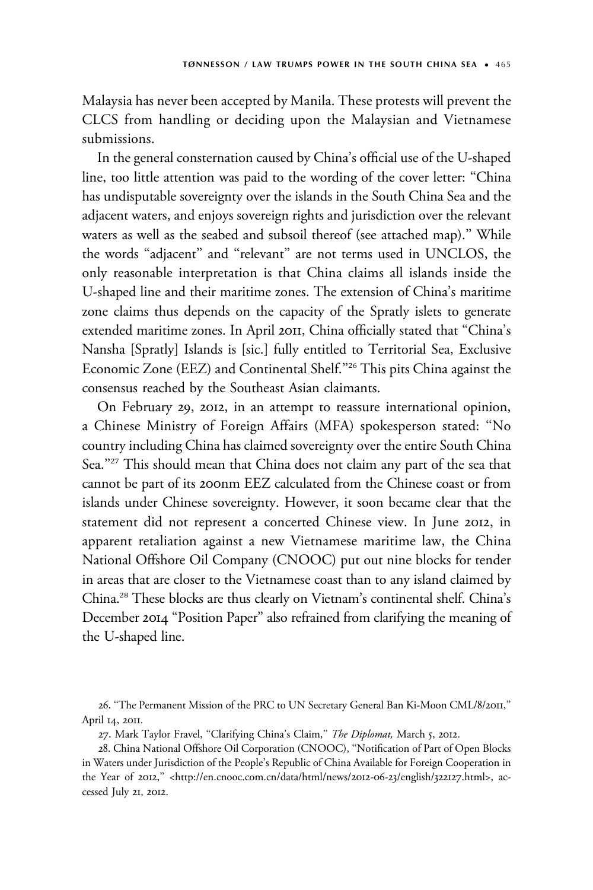Malaysia has never been accepted by Manila. These protests will prevent the CLCS from handling or deciding upon the Malaysian and Vietnamese submissions.

In the general consternation caused by China's official use of the U-shaped line, too little attention was paid to the wording of the cover letter: "China has undisputable sovereignty over the islands in the South China Sea and the adjacent waters, and enjoys sovereign rights and jurisdiction over the relevant waters as well as the seabed and subsoil thereof (see attached map)." While the words "adjacent" and "relevant" are not terms used in UNCLOS, the only reasonable interpretation is that China claims all islands inside the U-shaped line and their maritime zones. The extension of China's maritime zone claims thus depends on the capacity of the Spratly islets to generate extended maritime zones. In April 2011, China officially stated that "China's Nansha [Spratly] Islands is [sic.] fully entitled to Territorial Sea, Exclusive Economic Zone (EEZ) and Continental Shelf."[26] This pits China against the consensus reached by the Southeast Asian claimants.

On February 29, 2012, in an attempt to reassure international opinion, a Chinese Ministry of Foreign Affairs (MFA) spokesperson stated: "No country including China has claimed sovereignty over the entire South China Sea."[27] This should mean that China does not claim any part of the sea that cannot be part of its 200nm EEZ calculated from the Chinese coast or from islands under Chinese sovereignty. However, it soon became clear that the statement did not represent a concerted Chinese view. In June 2012, in apparent retaliation against a new Vietnamese maritime law, the China National Offshore Oil Company (CNOOC) put out nine blocks for tender in areas that are closer to the Vietnamese coast than to any island claimed by China.[28] These blocks are thus clearly on Vietnam's continental shelf. China's December 2014 "Position Paper" also refrained from clarifying the meaning of the U-shaped line.

26. "The Permanent Mission of the PRC to UN Secretary General Ban Ki-Moon CML/8/2011," April 14, 2011.

27. Mark Taylor Fravel, "Clarifying China's Claim," *The Diplomat,* March 5, 2012.

28. China National Offshore Oil Corporation (CNOOC), "Notification of Part of Open Blocks in Waters under Jurisdiction of the People's Republic of China Available for Foreign Cooperation in the Year of 2012," <http://en.cnooc.com.cn/data/html/news/2012-06-23/english/322127.html>, accessed July 21, 2012.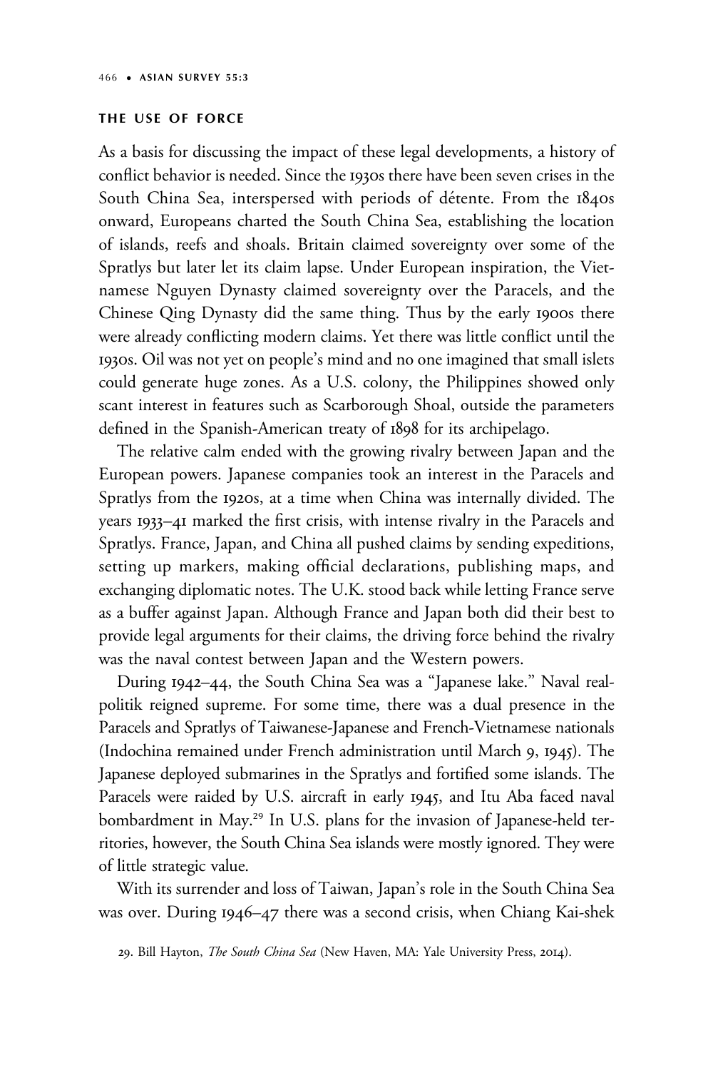## THE USE OF FORCE

As a basis for discussing the impact of these legal developments, a history of conflict behavior is needed. Since the 1930s there have been seven crises in the South China Sea, interspersed with periods of détente. From the 1840s onward, Europeans charted the South China Sea, establishing the location of islands, reefs and shoals. Britain claimed sovereignty over some of the Spratlys but later let its claim lapse. Under European inspiration, the Vietnamese Nguyen Dynasty claimed sovereignty over the Paracels, and the Chinese Qing Dynasty did the same thing. Thus by the early 1900s there were already conflicting modern claims. Yet there was little conflict until the 1930s. Oil was not yet on people's mind and no one imagined that small islets could generate huge zones. As a U.S. colony, the Philippines showed only scant interest in features such as Scarborough Shoal, outside the parameters defined in the Spanish-American treaty of 1898 for its archipelago.

The relative calm ended with the growing rivalry between Japan and the European powers. Japanese companies took an interest in the Paracels and Spratlys from the 1920s, at a time when China was internally divided. The years 1933–41 marked the first crisis, with intense rivalry in the Paracels and Spratlys. France, Japan, and China all pushed claims by sending expeditions, setting up markers, making official declarations, publishing maps, and exchanging diplomatic notes. The U.K. stood back while letting France serve as a buffer against Japan. Although France and Japan both did their best to provide legal arguments for their claims, the driving force behind the rivalry was the naval contest between Japan and the Western powers.

During 1942–44, the South China Sea was a "Japanese lake." Naval realpolitik reigned supreme. For some time, there was a dual presence in the Paracels and Spratlys of Taiwanese-Japanese and French-Vietnamese nationals (Indochina remained under French administration until March 9, 1945). The Japanese deployed submarines in the Spratlys and fortified some islands. The Paracels were raided by U.S. aircraft in early 1945, and Itu Aba faced naval bombardment in May.[29] In U.S. plans for the invasion of Japanese-held territories, however, the South China Sea islands were mostly ignored. They were of little strategic value.

With its surrender and loss of Taiwan, Japan's role in the South China Sea was over. During 1946–47 there was a second crisis, when Chiang Kai-shek

29. Bill Hayton, *The South China Sea* (New Haven, MA: Yale University Press, 2014).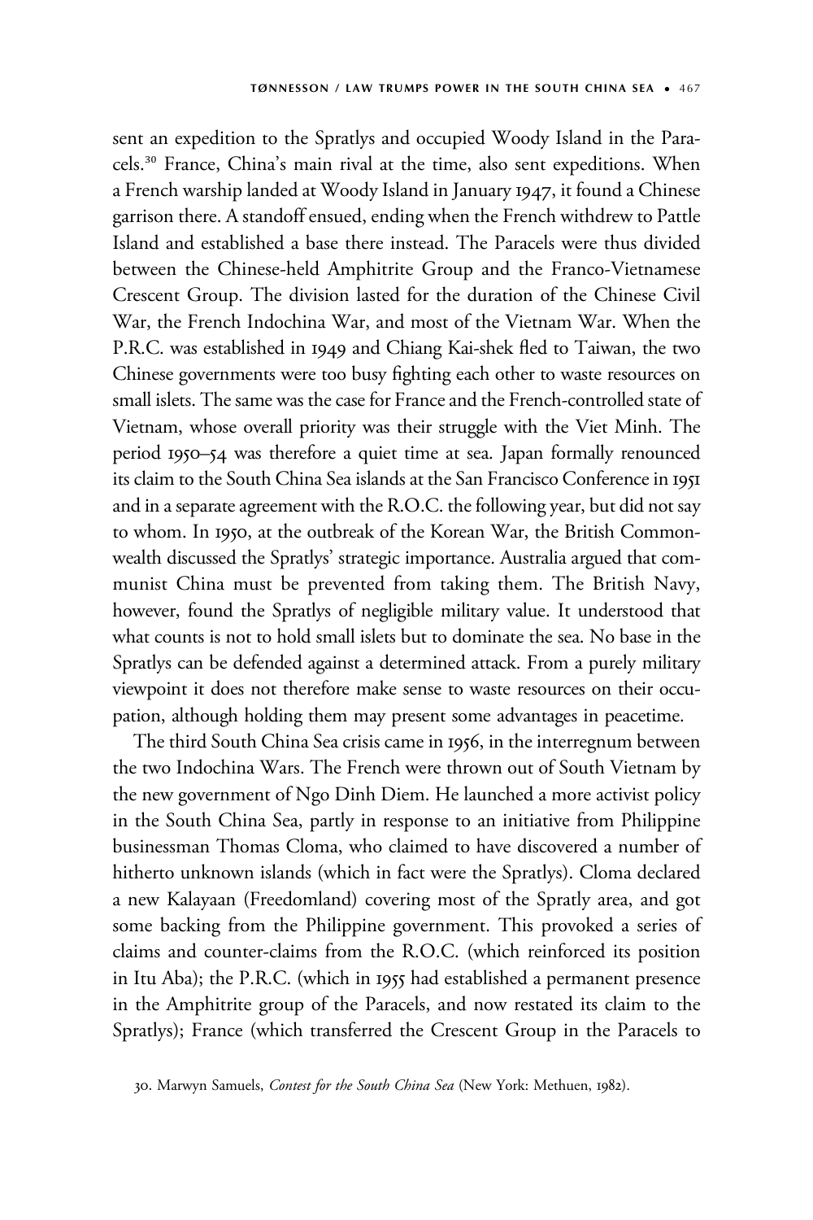sent an expedition to the Spratlys and occupied Woody Island in the Paracels.[30] France, China's main rival at the time, also sent expeditions. When a French warship landed at Woody Island in January 1947, it found a Chinese garrison there. A standoff ensued, ending when the French withdrew to Pattle Island and established a base there instead. The Paracels were thus divided between the Chinese-held Amphitrite Group and the Franco-Vietnamese Crescent Group. The division lasted for the duration of the Chinese Civil War, the French Indochina War, and most of the Vietnam War. When the P.R.C. was established in 1949 and Chiang Kai-shek fled to Taiwan, the two Chinese governments were too busy fighting each other to waste resources on small islets. The same was the case for France and the French-controlled state of Vietnam, whose overall priority was their struggle with the Viet Minh. The period 1950–54 was therefore a quiet time at sea. Japan formally renounced its claim to the South China Sea islands at the San Francisco Conference in 1951 and in a separate agreement with the R.O.C. the following year, but did not say to whom. In 1950, at the outbreak of the Korean War, the British Commonwealth discussed the Spratlys' strategic importance. Australia argued that communist China must be prevented from taking them. The British Navy, however, found the Spratlys of negligible military value. It understood that what counts is not to hold small islets but to dominate the sea. No base in the Spratlys can be defended against a determined attack. From a purely military viewpoint it does not therefore make sense to waste resources on their occupation, although holding them may present some advantages in peacetime.

The third South China Sea crisis came in 1956, in the interregnum between the two Indochina Wars. The French were thrown out of South Vietnam by the new government of Ngo Dinh Diem. He launched a more activist policy in the South China Sea, partly in response to an initiative from Philippine businessman Thomas Cloma, who claimed to have discovered a number of hitherto unknown islands (which in fact were the Spratlys). Cloma declared a new Kalayaan (Freedomland) covering most of the Spratly area, and got some backing from the Philippine government. This provoked a series of claims and counter-claims from the R.O.C. (which reinforced its position in Itu Aba); the P.R.C. (which in 1955 had established a permanent presence in the Amphitrite group of the Paracels, and now restated its claim to the Spratlys); France (which transferred the Crescent Group in the Paracels to

30. Marwyn Samuels, *Contest for the South China Sea* (New York: Methuen, 1982).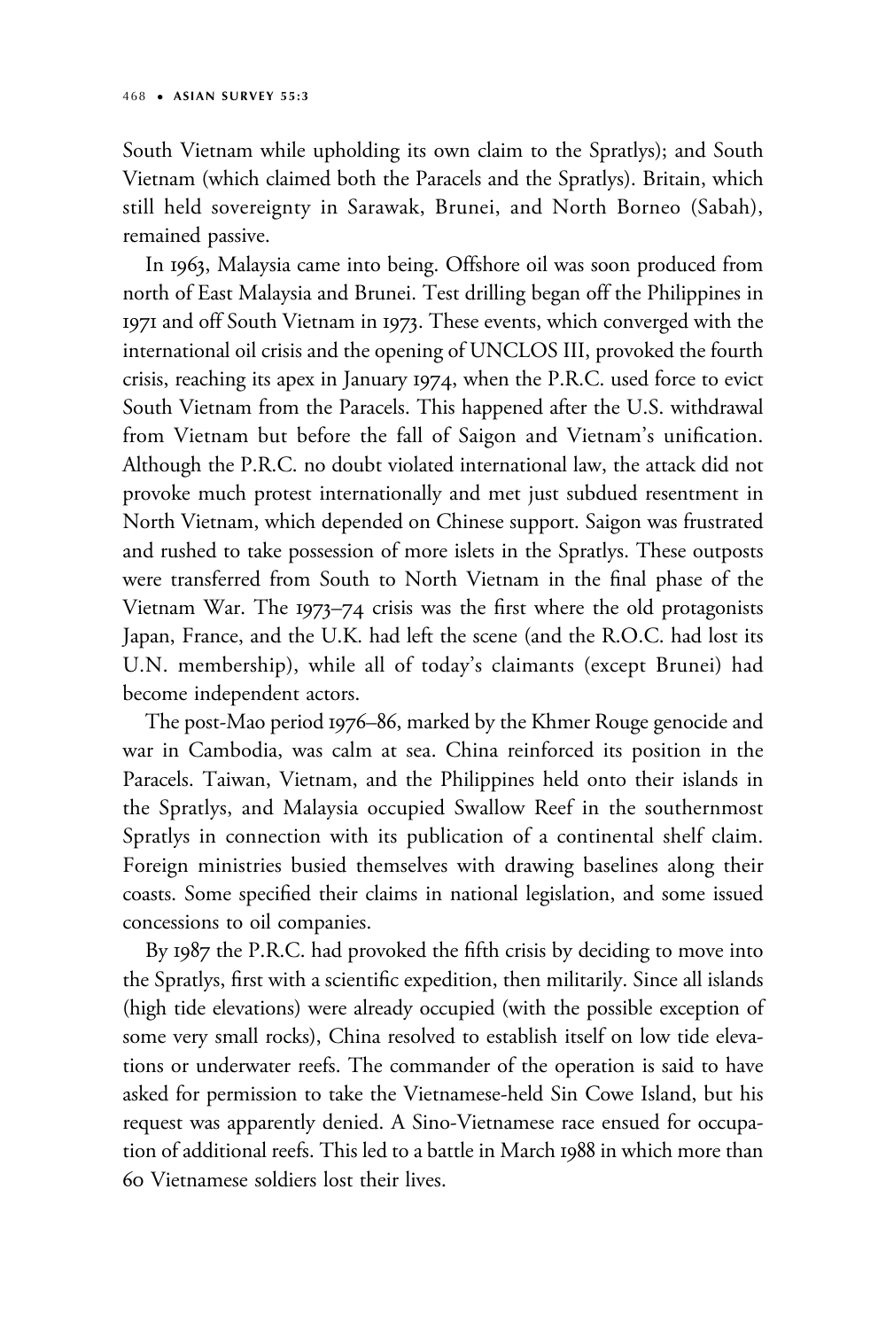South Vietnam while upholding its own claim to the Spratlys); and South Vietnam (which claimed both the Paracels and the Spratlys). Britain, which still held sovereignty in Sarawak, Brunei, and North Borneo (Sabah), remained passive.

In 1963, Malaysia came into being. Offshore oil was soon produced from north of East Malaysia and Brunei. Test drilling began off the Philippines in 1971 and off South Vietnam in 1973. These events, which converged with the international oil crisis and the opening of UNCLOS III, provoked the fourth crisis, reaching its apex in January 1974, when the P.R.C. used force to evict South Vietnam from the Paracels. This happened after the U.S. withdrawal from Vietnam but before the fall of Saigon and Vietnam's unification. Although the P.R.C. no doubt violated international law, the attack did not provoke much protest internationally and met just subdued resentment in North Vietnam, which depended on Chinese support. Saigon was frustrated and rushed to take possession of more islets in the Spratlys. These outposts were transferred from South to North Vietnam in the final phase of the Vietnam War. The 1973–74 crisis was the first where the old protagonists Japan, France, and the U.K. had left the scene (and the R.O.C. had lost its U.N. membership), while all of today's claimants (except Brunei) had become independent actors.

The post-Mao period 1976–86, marked by the Khmer Rouge genocide and war in Cambodia, was calm at sea. China reinforced its position in the Paracels. Taiwan, Vietnam, and the Philippines held onto their islands in the Spratlys, and Malaysia occupied Swallow Reef in the southernmost Spratlys in connection with its publication of a continental shelf claim. Foreign ministries busied themselves with drawing baselines along their coasts. Some specified their claims in national legislation, and some issued concessions to oil companies.

By 1987 the P.R.C. had provoked the fifth crisis by deciding to move into the Spratlys, first with a scientific expedition, then militarily. Since all islands (high tide elevations) were already occupied (with the possible exception of some very small rocks), China resolved to establish itself on low tide elevations or underwater reefs. The commander of the operation is said to have asked for permission to take the Vietnamese-held Sin Cowe Island, but his request was apparently denied. A Sino-Vietnamese race ensued for occupation of additional reefs. This led to a battle in March 1988 in which more than 60 Vietnamese soldiers lost their lives.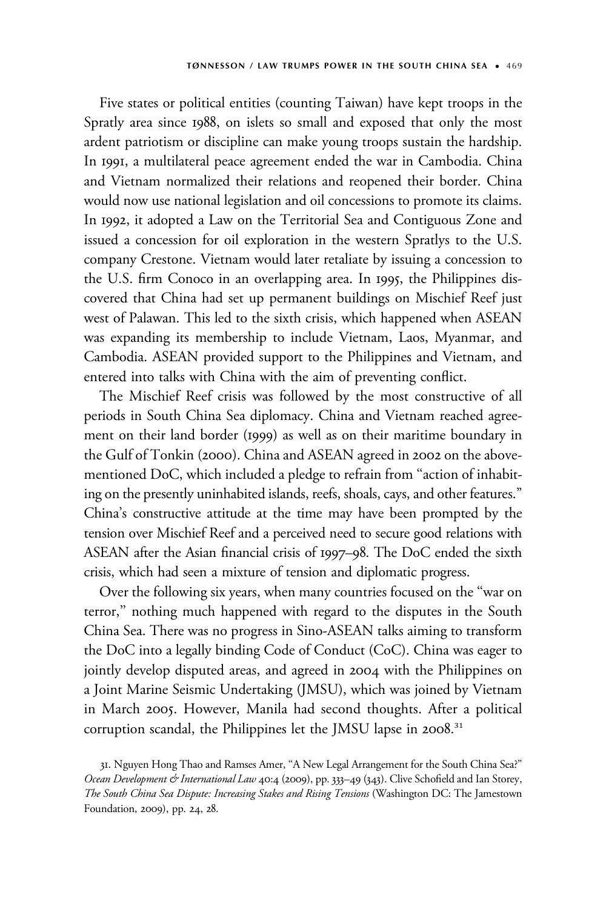Five states or political entities (counting Taiwan) have kept troops in the Spratly area since 1988, on islets so small and exposed that only the most ardent patriotism or discipline can make young troops sustain the hardship. In 1991, a multilateral peace agreement ended the war in Cambodia. China and Vietnam normalized their relations and reopened their border. China would now use national legislation and oil concessions to promote its claims. In 1992, it adopted a Law on the Territorial Sea and Contiguous Zone and issued a concession for oil exploration in the western Spratlys to the U.S. company Crestone. Vietnam would later retaliate by issuing a concession to the U.S. firm Conoco in an overlapping area. In 1995, the Philippines discovered that China had set up permanent buildings on Mischief Reef just west of Palawan. This led to the sixth crisis, which happened when ASEAN was expanding its membership to include Vietnam, Laos, Myanmar, and Cambodia. ASEAN provided support to the Philippines and Vietnam, and entered into talks with China with the aim of preventing conflict.

The Mischief Reef crisis was followed by the most constructive of all periods in South China Sea diplomacy. China and Vietnam reached agreement on their land border (1999) as well as on their maritime boundary in the Gulf of Tonkin (2000). China and ASEAN agreed in 2002 on the above-mentioned DoC, which included a pledge to refrain from "action of inhabiting on the presently uninhabited islands, reefs, shoals, cays, and other features." China's constructive attitude at the time may have been prompted by the tension over Mischief Reef and a perceived need to secure good relations with ASEAN after the Asian financial crisis of 1997–98. The DoC ended the sixth crisis, which had seen a mixture of tension and diplomatic progress.

Over the following six years, when many countries focused on the "war on terror," nothing much happened with regard to the disputes in the South China Sea. There was no progress in Sino-ASEAN talks aiming to transform the DoC into a legally binding Code of Conduct (CoC). China was eager to jointly develop disputed areas, and agreed in 2004 with the Philippines on a Joint Marine Seismic Undertaking (JMSU), which was joined by Vietnam in March 2005. However, Manila had second thoughts. After a political corruption scandal, the Philippines let the JMSU lapse in 2008.[31]

31. Nguyen Hong Thao and Ramses Amer, "A New Legal Arrangement for the South China Sea?" *Ocean Development & International Law* 40:4 (2009), pp. 333–49 (343). Clive Schofield and Ian Storey, *The South China Sea Dispute: Increasing Stakes and Rising Tensions* (Washington DC: The Jamestown Foundation, 2009), pp. 24, 28.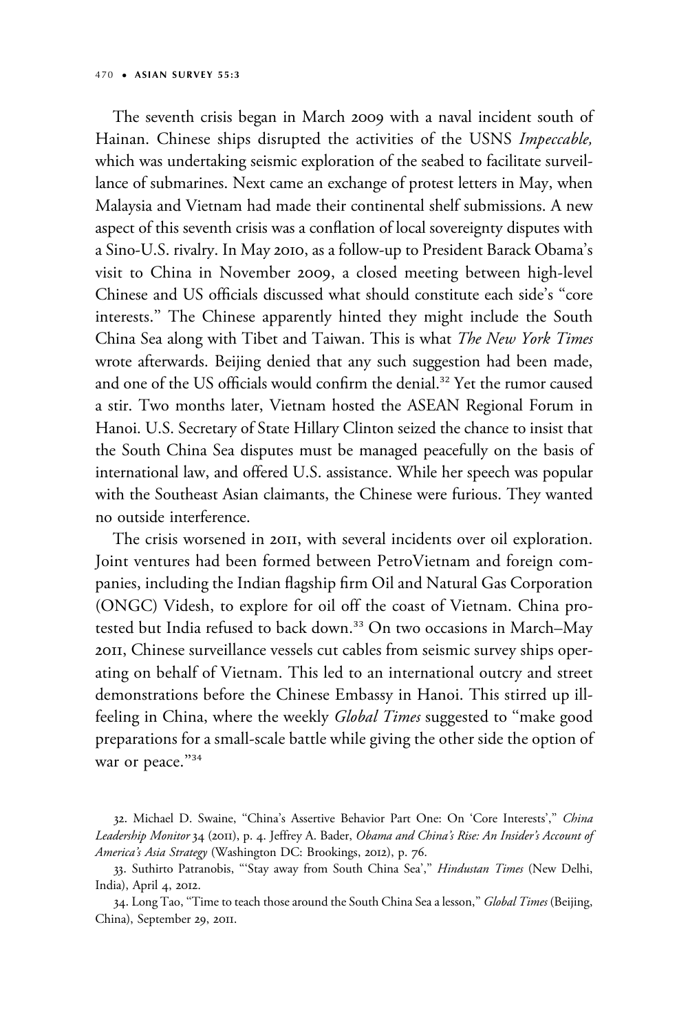The seventh crisis began in March 2009 with a naval incident south of Hainan. Chinese ships disrupted the activities of the USNS *Impeccable,* which was undertaking seismic exploration of the seabed to facilitate surveillance of submarines. Next came an exchange of protest letters in May, when Malaysia and Vietnam had made their continental shelf submissions. A new aspect of this seventh crisis was a conflation of local sovereignty disputes with a Sino-U.S. rivalry. In May 2010, as a follow-up to President Barack Obama's visit to China in November 2009, a closed meeting between high-level Chinese and US officials discussed what should constitute each side's "core interests." The Chinese apparently hinted they might include the South China Sea along with Tibet and Taiwan. This is what *The New York Times* wrote afterwards. Beijing denied that any such suggestion had been made, and one of the US officials would confirm the denial.[32] Yet the rumor caused a stir. Two months later, Vietnam hosted the ASEAN Regional Forum in Hanoi. U.S. Secretary of State Hillary Clinton seized the chance to insist that the South China Sea disputes must be managed peacefully on the basis of international law, and offered U.S. assistance. While her speech was popular with the Southeast Asian claimants, the Chinese were furious. They wanted no outside interference.

The crisis worsened in 2011, with several incidents over oil exploration. Joint ventures had been formed between PetroVietnam and foreign companies, including the Indian flagship firm Oil and Natural Gas Corporation (ONGC) Videsh, to explore for oil off the coast of Vietnam. China protested but India refused to back down.[33] On two occasions in March–May 2011, Chinese surveillance vessels cut cables from seismic survey ships operating on behalf of Vietnam. This led to an international outcry and street demonstrations before the Chinese Embassy in Hanoi. This stirred up ill-feeling in China, where the weekly *Global Times* suggested to "make good preparations for a small-scale battle while giving the other side the option of war or peace."[34]

32. Michael D. Swaine, "China's Assertive Behavior Part One: On 'Core Interests'," *China Leadership Monitor* 34 (2011), p. 4. Jeffrey A. Bader, *Obama and China's Rise: An Insider's Account of America's Asia Strategy* (Washington DC: Brookings, 2012), p. 76.

33. Suthirto Patranobis, "'Stay away from South China Sea'," *Hindustan Times* (New Delhi, India), April 4, 2012.

34. Long Tao, "Time to teach those around the South China Sea a lesson," *Global Times* (Beijing, China), September 29, 2011.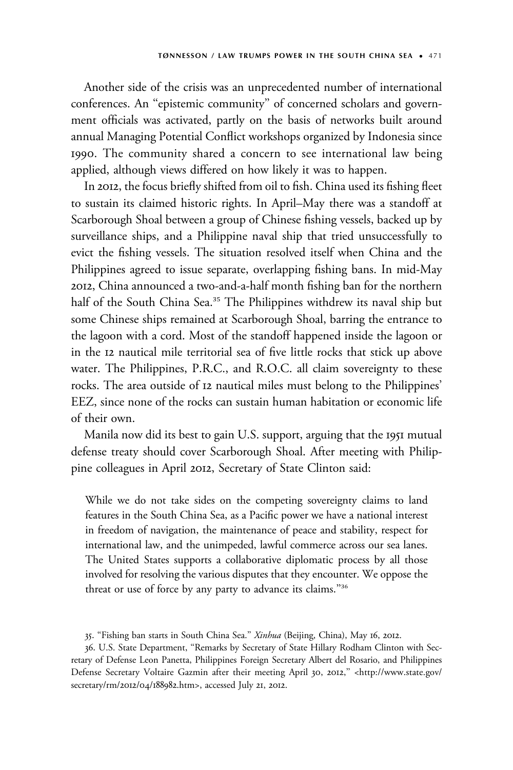Another side of the crisis was an unprecedented number of international conferences. An "epistemic community" of concerned scholars and government officials was activated, partly on the basis of networks built around annual Managing Potential Conflict workshops organized by Indonesia since 1990. The community shared a concern to see international law being applied, although views differed on how likely it was to happen.

In 2012, the focus briefly shifted from oil to fish. China used its fishing fleet to sustain its claimed historic rights. In April–May there was a standoff at Scarborough Shoal between a group of Chinese fishing vessels, backed up by surveillance ships, and a Philippine naval ship that tried unsuccessfully to evict the fishing vessels. The situation resolved itself when China and the Philippines agreed to issue separate, overlapping fishing bans. In mid-May 2012, China announced a two-and-a-half month fishing ban for the northern half of the South China Sea.[35] The Philippines withdrew its naval ship but some Chinese ships remained at Scarborough Shoal, barring the entrance to the lagoon with a cord. Most of the standoff happened inside the lagoon or in the 12 nautical mile territorial sea of five little rocks that stick up above water. The Philippines, P.R.C., and R.O.C. all claim sovereignty to these rocks. The area outside of 12 nautical miles must belong to the Philippines' EEZ, since none of the rocks can sustain human habitation or economic life of their own.

Manila now did its best to gain U.S. support, arguing that the 1951 mutual defense treaty should cover Scarborough Shoal. After meeting with Philippine colleagues in April 2012, Secretary of State Clinton said:

> While we do not take sides on the competing sovereignty claims to land features in the South China Sea, as a Pacific power we have a national interest in freedom of navigation, the maintenance of peace and stability, respect for international law, and the unimpeded, lawful commerce across our sea lanes. The United States supports a collaborative diplomatic process by all those involved for resolving the various disputes that they encounter. We oppose the threat or use of force by any party to advance its claims."[36]

35. "Fishing ban starts in South China Sea." *Xinhua* (Beijing, China), May 16, 2012.

36. U.S. State Department, "Remarks by Secretary of State Hillary Rodham Clinton with Secretary of Defense Leon Panetta, Philippines Foreign Secretary Albert del Rosario, and Philippines Defense Secretary Voltaire Gazmin after their meeting April 30, 2012," <http://www.state.gov/secretary/rm/2012/04/188982.htm>, accessed July 21, 2012.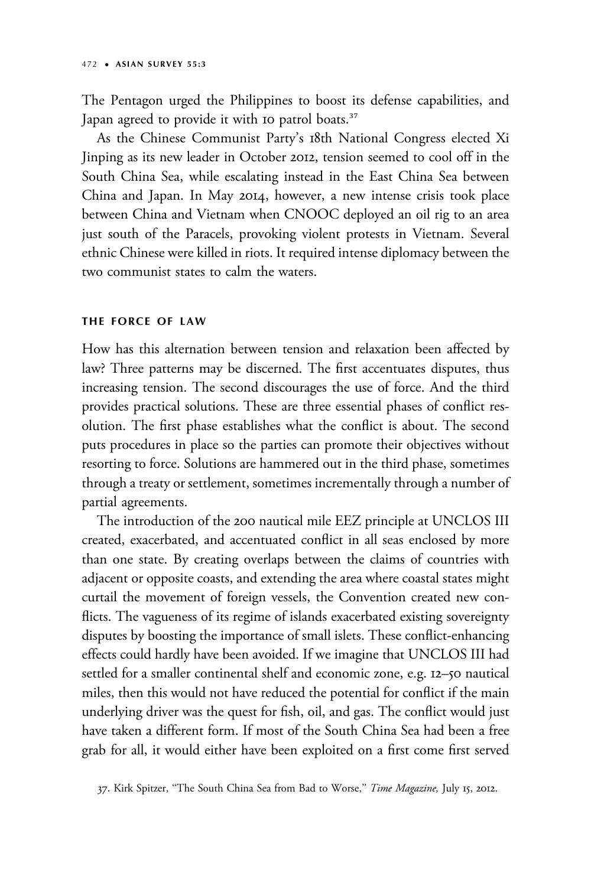The Pentagon urged the Philippines to boost its defense capabilities, and Japan agreed to provide it with 10 patrol boats.[37]

As the Chinese Communist Party's 18th National Congress elected Xi Jinping as its new leader in October 2012, tension seemed to cool off in the South China Sea, while escalating instead in the East China Sea between China and Japan. In May 2014, however, a new intense crisis took place between China and Vietnam when CNOOC deployed an oil rig to an area just south of the Paracels, provoking violent protests in Vietnam. Several ethnic Chinese were killed in riots. It required intense diplomacy between the two communist states to calm the waters.

## THE FORCE OF LAW

How has this alternation between tension and relaxation been affected by law? Three patterns may be discerned. The first accentuates disputes, thus increasing tension. The second discourages the use of force. And the third provides practical solutions. These are three essential phases of conflict resolution. The first phase establishes what the conflict is about. The second puts procedures in place so the parties can promote their objectives without resorting to force. Solutions are hammered out in the third phase, sometimes through a treaty or settlement, sometimes incrementally through a number of partial agreements.

The introduction of the 200 nautical mile EEZ principle at UNCLOS III created, exacerbated, and accentuated conflict in all seas enclosed by more than one state. By creating overlaps between the claims of countries with adjacent or opposite coasts, and extending the area where coastal states might curtail the movement of foreign vessels, the Convention created new conflicts. The vagueness of its regime of islands exacerbated existing sovereignty disputes by boosting the importance of small islets. These conflict-enhancing effects could hardly have been avoided. If we imagine that UNCLOS III had settled for a smaller continental shelf and economic zone, e.g. 12–50 nautical miles, then this would not have reduced the potential for conflict if the main underlying driver was the quest for fish, oil, and gas. The conflict would just have taken a different form. If most of the South China Sea had been a free grab for all, it would either have been exploited on a first come first served

37. Kirk Spitzer, "The South China Sea from Bad to Worse," *Time Magazine,* July 15, 2012.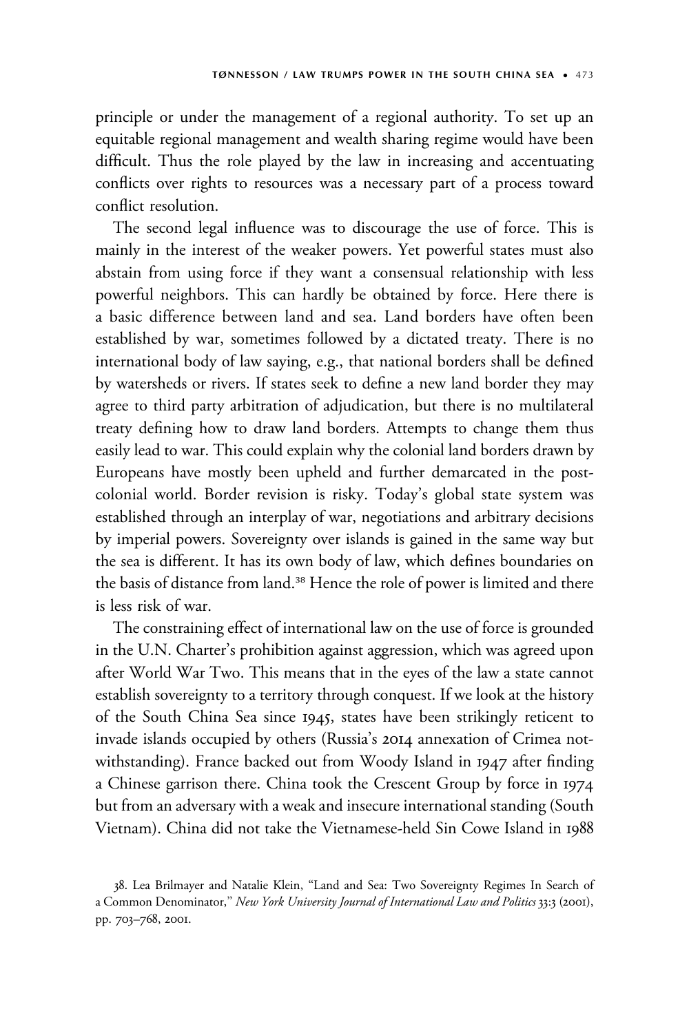principle or under the management of a regional authority. To set up an equitable regional management and wealth sharing regime would have been difficult. Thus the role played by the law in increasing and accentuating conflicts over rights to resources was a necessary part of a process toward conflict resolution.

The second legal influence was to discourage the use of force. This is mainly in the interest of the weaker powers. Yet powerful states must also abstain from using force if they want a consensual relationship with less powerful neighbors. This can hardly be obtained by force. Here there is a basic difference between land and sea. Land borders have often been established by war, sometimes followed by a dictated treaty. There is no international body of law saying, e.g., that national borders shall be defined by watersheds or rivers. If states seek to define a new land border they may agree to third party arbitration of adjudication, but there is no multilateral treaty defining how to draw land borders. Attempts to change them thus easily lead to war. This could explain why the colonial land borders drawn by Europeans have mostly been upheld and further demarcated in the post-colonial world. Border revision is risky. Today's global state system was established through an interplay of war, negotiations and arbitrary decisions by imperial powers. Sovereignty over islands is gained in the same way but the sea is different. It has its own body of law, which defines boundaries on the basis of distance from land.[38] Hence the role of power is limited and there is less risk of war.

The constraining effect of international law on the use of force is grounded in the U.N. Charter's prohibition against aggression, which was agreed upon after World War Two. This means that in the eyes of the law a state cannot establish sovereignty to a territory through conquest. If we look at the history of the South China Sea since 1945, states have been strikingly reticent to invade islands occupied by others (Russia's 2014 annexation of Crimea notwithstanding). France backed out from Woody Island in 1947 after finding a Chinese garrison there. China took the Crescent Group by force in 1974 but from an adversary with a weak and insecure international standing (South Vietnam). China did not take the Vietnamese-held Sin Cowe Island in 1988

38. Lea Brilmayer and Natalie Klein, "Land and Sea: Two Sovereignty Regimes In Search of a Common Denominator," *New York University Journal of International Law and Politics* 33:3 (2001), pp. 703–768, 2001.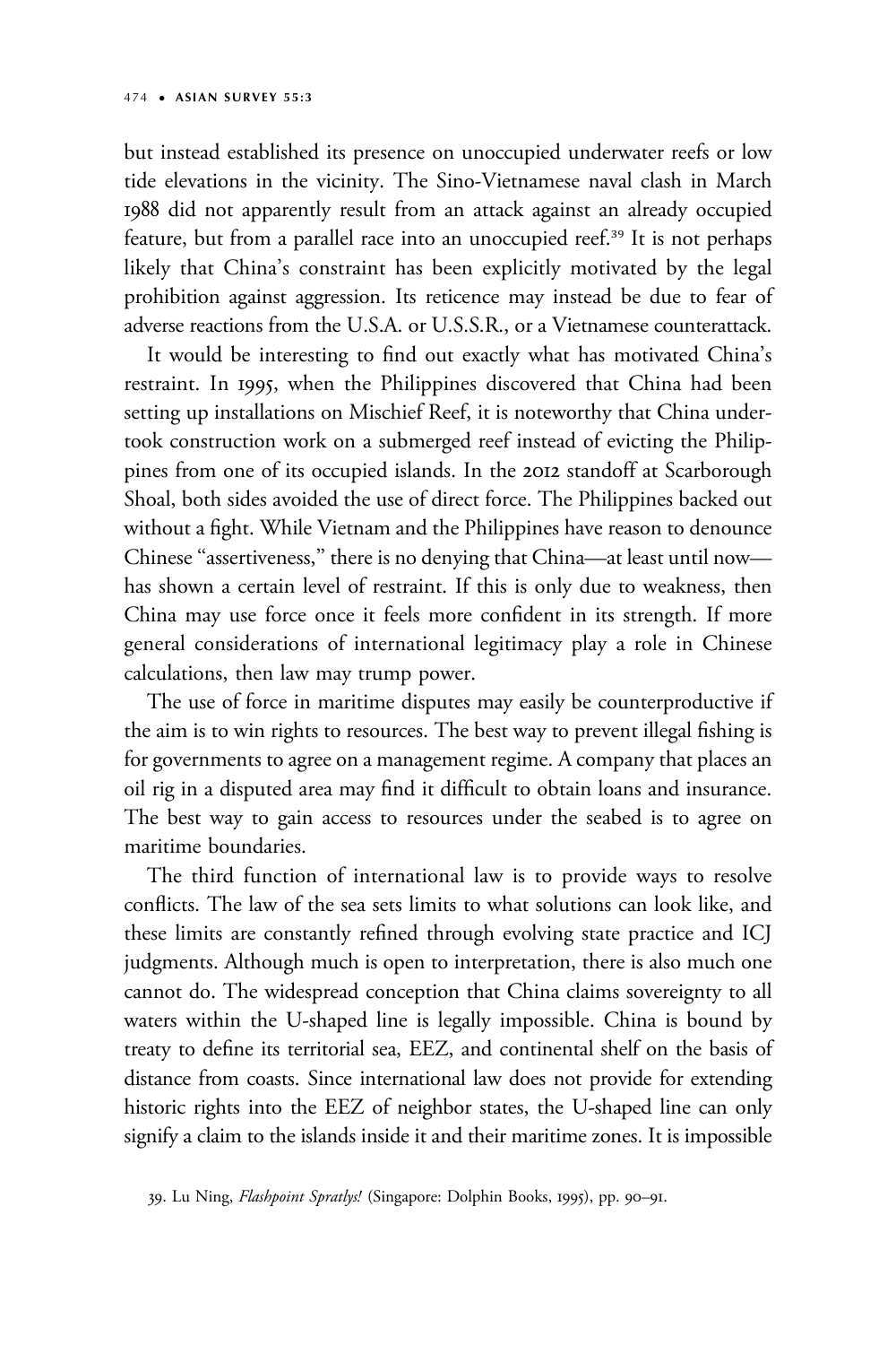but instead established its presence on unoccupied underwater reefs or low tide elevations in the vicinity. The Sino-Vietnamese naval clash in March 1988 did not apparently result from an attack against an already occupied feature, but from a parallel race into an unoccupied reef.[39] It is not perhaps likely that China's constraint has been explicitly motivated by the legal prohibition against aggression. Its reticence may instead be due to fear of adverse reactions from the U.S.A. or U.S.S.R., or a Vietnamese counterattack.

It would be interesting to find out exactly what has motivated China's restraint. In 1995, when the Philippines discovered that China had been setting up installations on Mischief Reef, it is noteworthy that China undertook construction work on a submerged reef instead of evicting the Philippines from one of its occupied islands. In the 2012 standoff at Scarborough Shoal, both sides avoided the use of direct force. The Philippines backed out without a fight. While Vietnam and the Philippines have reason to denounce Chinese "assertiveness," there is no denying that China—at least until now—has shown a certain level of restraint. If this is only due to weakness, then China may use force once it feels more confident in its strength. If more general considerations of international legitimacy play a role in Chinese calculations, then law may trump power.

The use of force in maritime disputes may easily be counterproductive if the aim is to win rights to resources. The best way to prevent illegal fishing is for governments to agree on a management regime. A company that places an oil rig in a disputed area may find it difficult to obtain loans and insurance. The best way to gain access to resources under the seabed is to agree on maritime boundaries.

The third function of international law is to provide ways to resolve conflicts. The law of the sea sets limits to what solutions can look like, and these limits are constantly refined through evolving state practice and ICJ judgments. Although much is open to interpretation, there is also much one cannot do. The widespread conception that China claims sovereignty to all waters within the U-shaped line is legally impossible. China is bound by treaty to define its territorial sea, EEZ, and continental shelf on the basis of distance from coasts. Since international law does not provide for extending historic rights into the EEZ of neighbor states, the U-shaped line can only signify a claim to the islands inside it and their maritime zones. It is impossible

39. Lu Ning, *Flashpoint Spratlys!* (Singapore: Dolphin Books, 1995), pp. 90–91.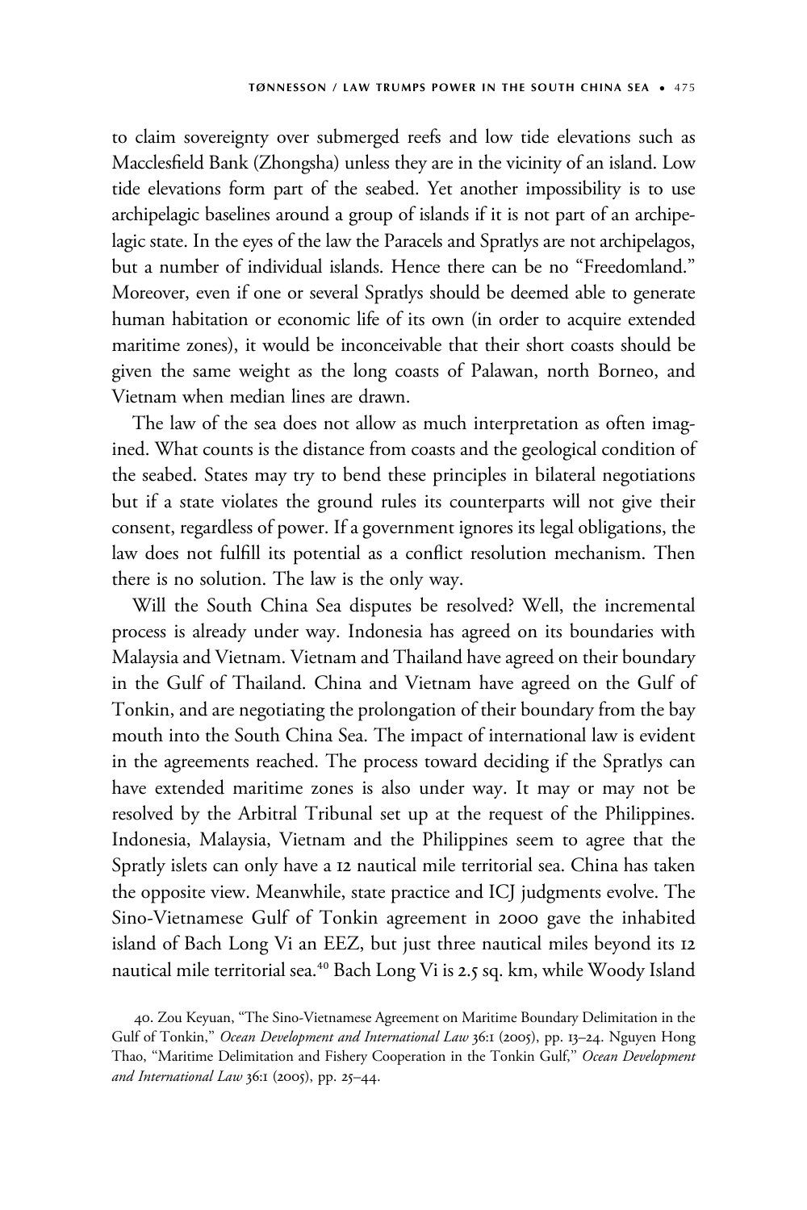to claim sovereignty over submerged reefs and low tide elevations such as Macclesfield Bank (Zhongsha) unless they are in the vicinity of an island. Low tide elevations form part of the seabed. Yet another impossibility is to use archipelagic baselines around a group of islands if it is not part of an archipelagic state. In the eyes of the law the Paracels and Spratlys are not archipelagos, but a number of individual islands. Hence there can be no "Freedomland." Moreover, even if one or several Spratlys should be deemed able to generate human habitation or economic life of its own (in order to acquire extended maritime zones), it would be inconceivable that their short coasts should be given the same weight as the long coasts of Palawan, north Borneo, and Vietnam when median lines are drawn.

The law of the sea does not allow as much interpretation as often imagined. What counts is the distance from coasts and the geological condition of the seabed. States may try to bend these principles in bilateral negotiations but if a state violates the ground rules its counterparts will not give their consent, regardless of power. If a government ignores its legal obligations, the law does not fulfill its potential as a conflict resolution mechanism. Then there is no solution. The law is the only way.

Will the South China Sea disputes be resolved? Well, the incremental process is already under way. Indonesia has agreed on its boundaries with Malaysia and Vietnam. Vietnam and Thailand have agreed on their boundary in the Gulf of Thailand. China and Vietnam have agreed on the Gulf of Tonkin, and are negotiating the prolongation of their boundary from the bay mouth into the South China Sea. The impact of international law is evident in the agreements reached. The process toward deciding if the Spratlys can have extended maritime zones is also under way. It may or may not be resolved by the Arbitral Tribunal set up at the request of the Philippines. Indonesia, Malaysia, Vietnam and the Philippines seem to agree that the Spratly islets can only have a 12 nautical mile territorial sea. China has taken the opposite view. Meanwhile, state practice and ICJ judgments evolve. The Sino-Vietnamese Gulf of Tonkin agreement in 2000 gave the inhabited island of Bach Long Vi an EEZ, but just three nautical miles beyond its 12 nautical mile territorial sea.[40] Bach Long Vi is 2.5 sq. km, while Woody Island

40. Zou Keyuan, "The Sino-Vietnamese Agreement on Maritime Boundary Delimitation in the Gulf of Tonkin," *Ocean Development and International Law* 36:1 (2005), pp. 13–24. Nguyen Hong Thao, "Maritime Delimitation and Fishery Cooperation in the Tonkin Gulf," *Ocean Development and International Law* 36:1 (2005), pp. 25–44.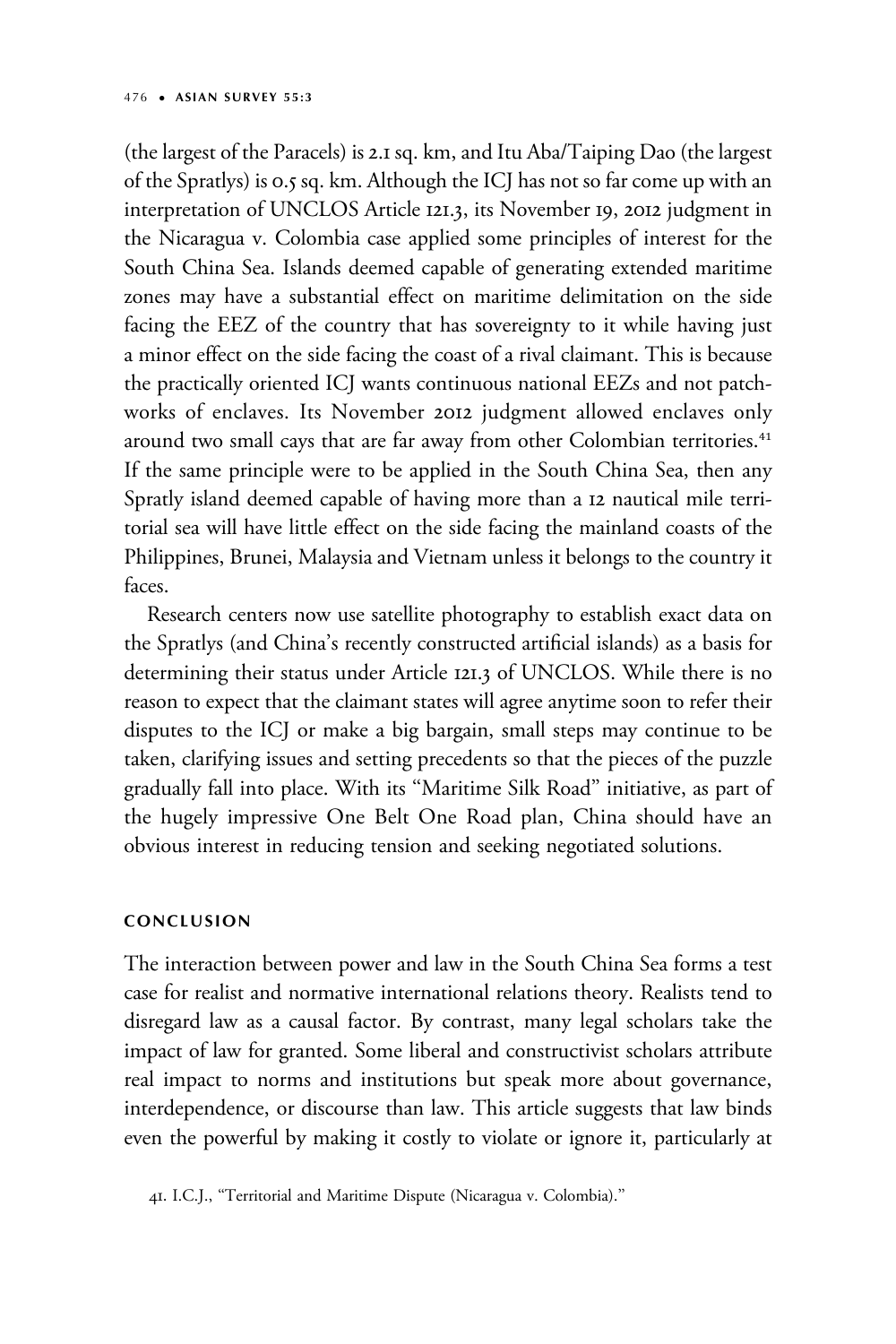(the largest of the Paracels) is 2.1 sq. km, and Itu Aba/Taiping Dao (the largest of the Spratlys) is 0.5 sq. km. Although the ICJ has not so far come up with an interpretation of UNCLOS Article 121.3, its November 19, 2012 judgment in the Nicaragua v. Colombia case applied some principles of interest for the South China Sea. Islands deemed capable of generating extended maritime zones may have a substantial effect on maritime delimitation on the side facing the EEZ of the country that has sovereignty to it while having just a minor effect on the side facing the coast of a rival claimant. This is because the practically oriented ICJ wants continuous national EEZs and not patchworks of enclaves. Its November 2012 judgment allowed enclaves only around two small cays that are far away from other Colombian territories.[41] If the same principle were to be applied in the South China Sea, then any Spratly island deemed capable of having more than a 12 nautical mile territorial sea will have little effect on the side facing the mainland coasts of the Philippines, Brunei, Malaysia and Vietnam unless it belongs to the country it faces.

Research centers now use satellite photography to establish exact data on the Spratlys (and China's recently constructed artificial islands) as a basis for determining their status under Article 121.3 of UNCLOS. While there is no reason to expect that the claimant states will agree anytime soon to refer their disputes to the ICJ or make a big bargain, small steps may continue to be taken, clarifying issues and setting precedents so that the pieces of the puzzle gradually fall into place. With its "Maritime Silk Road" initiative, as part of the hugely impressive One Belt One Road plan, China should have an obvious interest in reducing tension and seeking negotiated solutions.

## CONCLUSION

The interaction between power and law in the South China Sea forms a test case for realist and normative international relations theory. Realists tend to disregard law as a causal factor. By contrast, many legal scholars take the impact of law for granted. Some liberal and constructivist scholars attribute real impact to norms and institutions but speak more about governance, interdependence, or discourse than law. This article suggests that law binds even the powerful by making it costly to violate or ignore it, particularly at

41. I.C.J., "Territorial and Maritime Dispute (Nicaragua v. Colombia)."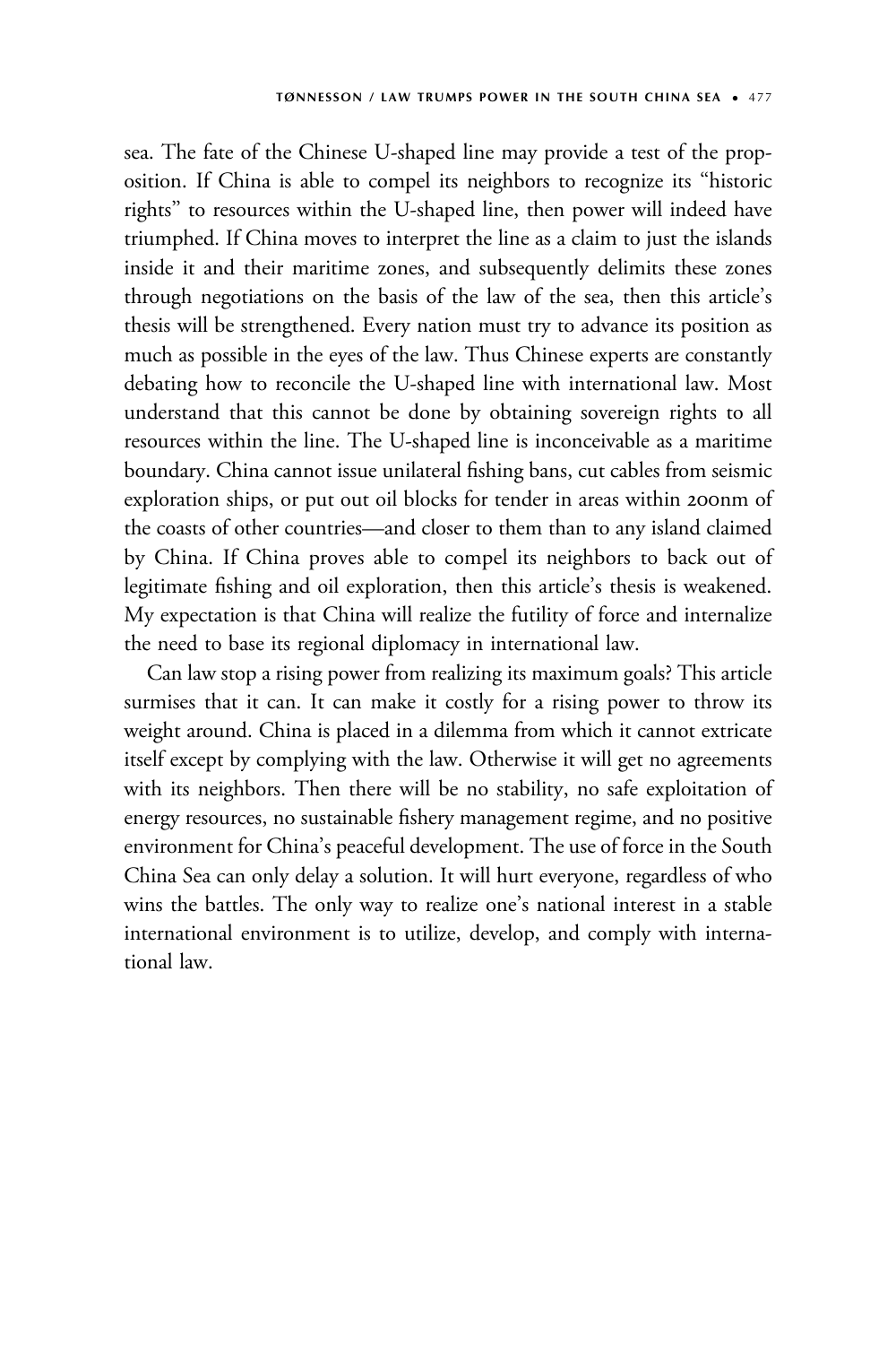sea. The fate of the Chinese U-shaped line may provide a test of the proposition. If China is able to compel its neighbors to recognize its "historic rights" to resources within the U-shaped line, then power will indeed have triumphed. If China moves to interpret the line as a claim to just the islands inside it and their maritime zones, and subsequently delimits these zones through negotiations on the basis of the law of the sea, then this article's thesis will be strengthened. Every nation must try to advance its position as much as possible in the eyes of the law. Thus Chinese experts are constantly debating how to reconcile the U-shaped line with international law. Most understand that this cannot be done by obtaining sovereign rights to all resources within the line. The U-shaped line is inconceivable as a maritime boundary. China cannot issue unilateral fishing bans, cut cables from seismic exploration ships, or put out oil blocks for tender in areas within 200nm of the coasts of other countries—and closer to them than to any island claimed by China. If China proves able to compel its neighbors to back out of legitimate fishing and oil exploration, then this article's thesis is weakened. My expectation is that China will realize the futility of force and internalize the need to base its regional diplomacy in international law.

Can law stop a rising power from realizing its maximum goals? This article surmises that it can. It can make it costly for a rising power to throw its weight around. China is placed in a dilemma from which it cannot extricate itself except by complying with the law. Otherwise it will get no agreements with its neighbors. Then there will be no stability, no safe exploitation of energy resources, no sustainable fishery management regime, and no positive environment for China's peaceful development. The use of force in the South China Sea can only delay a solution. It will hurt everyone, regardless of who wins the battles. The only way to realize one's national interest in a stable international environment is to utilize, develop, and comply with international law.